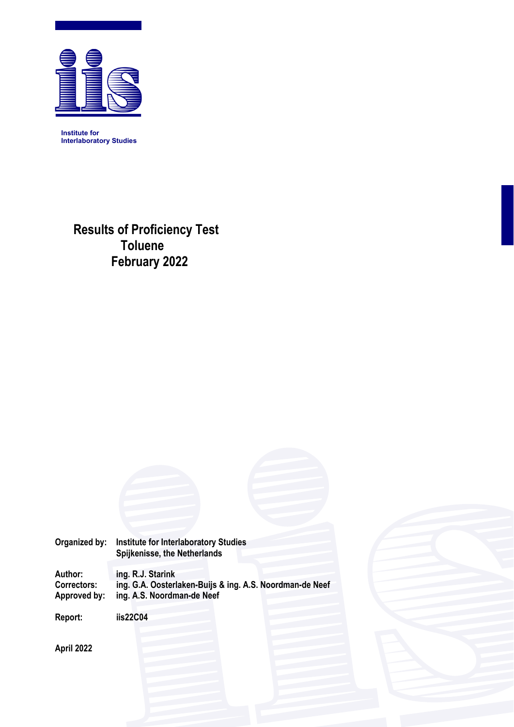Institute for
Interlaboratory Studies

# Results of Proficiency Test
# Toluene
# February 2022

| | |
|---|---|
| **Organized by:** | **Institute for Interlaboratory Studies** |
| | **Spijkenisse, the Netherlands** |
| **Author:** | **ing. R.J. Starink** |
| **Correctors:** | **ing. G.A. Oosterlaken-Buijs & ing. A.S. Noordman-de Neef** |
| **Approved by:** | **ing. A.S. Noordman-de Neef** |
| **Report:** | **iis22C04** |

**April 2022**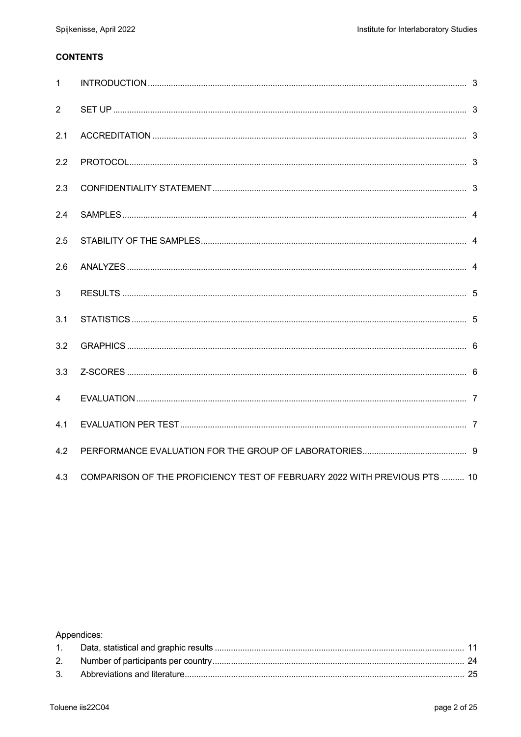**CONTENTS**

| | | |
|---|---|---|
| 1 | INTRODUCTION | 3 |
| 2 | SET UP | 3 |
| 2.1 | ACCREDITATION | 3 |
| 2.2 | PROTOCOL | 3 |
| 2.3 | CONFIDENTIALITY STATEMENT | 3 |
| 2.4 | SAMPLES | 4 |
| 2.5 | STABILITY OF THE SAMPLES | 4 |
| 2.6 | ANALYZES | 4 |
| 3 | RESULTS | 5 |
| 3.1 | STATISTICS | 5 |
| 3.2 | GRAPHICS | 6 |
| 3.3 | Z-SCORES | 6 |
| 4 | EVALUATION | 7 |
| 4.1 | EVALUATION PER TEST | 7 |
| 4.2 | PERFORMANCE EVALUATION FOR THE GROUP OF LABORATORIES | 9 |
| 4.3 | COMPARISON OF THE PROFICIENCY TEST OF FEBRUARY 2022 WITH PREVIOUS PTS | 10 |

Appendices:

| | | |
|---|---|---|
| 1. | Data, statistical and graphic results | 11 |
| 2. | Number of participants per country | 24 |
| 3. | Abbreviations and literature | 25 |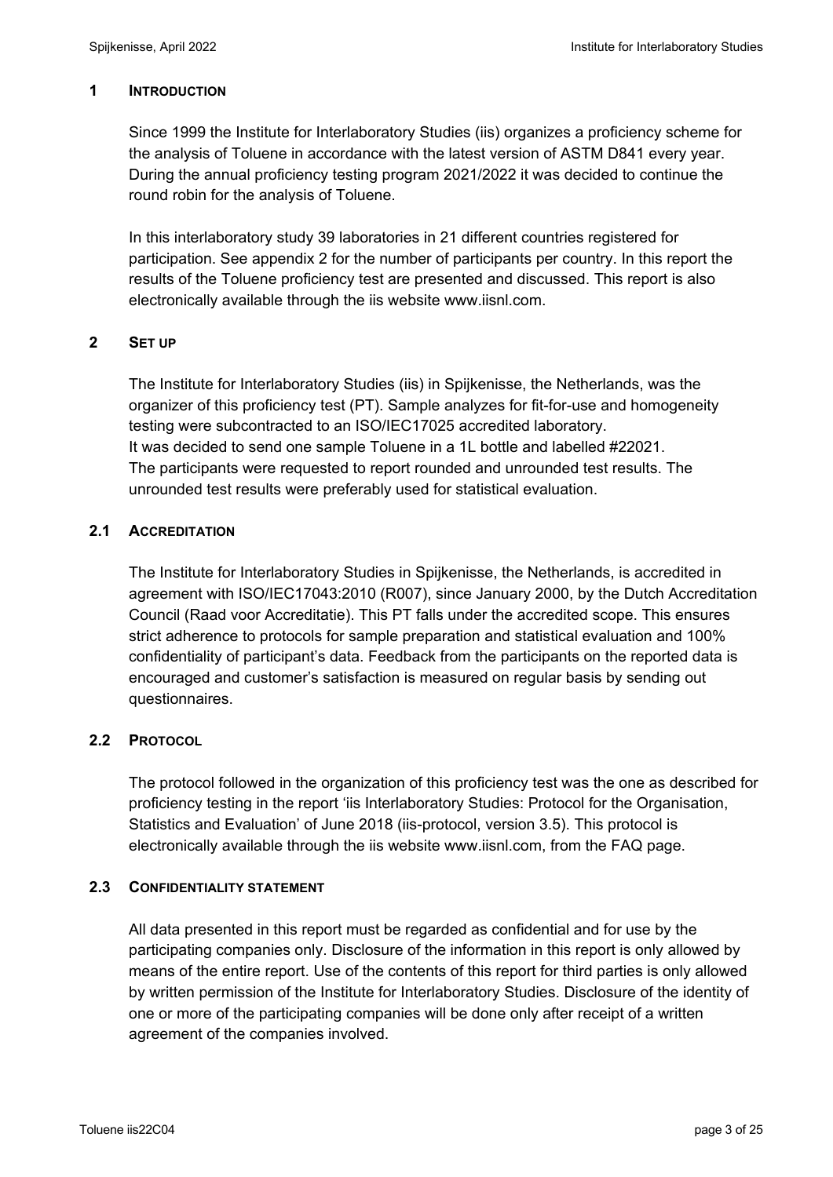## 1 INTRODUCTION

Since 1999 the Institute for Interlaboratory Studies (iis) organizes a proficiency scheme for the analysis of Toluene in accordance with the latest version of ASTM D841 every year. During the annual proficiency testing program 2021/2022 it was decided to continue the round robin for the analysis of Toluene.

In this interlaboratory study 39 laboratories in 21 different countries registered for participation. See appendix 2 for the number of participants per country. In this report the results of the Toluene proficiency test are presented and discussed. This report is also electronically available through the iis website www.iisnl.com.

## 2 SET UP

The Institute for Interlaboratory Studies (iis) in Spijkenisse, the Netherlands, was the organizer of this proficiency test (PT). Sample analyzes for fit-for-use and homogeneity testing were subcontracted to an ISO/IEC17025 accredited laboratory.
It was decided to send one sample Toluene in a 1L bottle and labelled #22021.
The participants were requested to report rounded and unrounded test results. The unrounded test results were preferably used for statistical evaluation.

### 2.1 ACCREDITATION

The Institute for Interlaboratory Studies in Spijkenisse, the Netherlands, is accredited in agreement with ISO/IEC17043:2010 (R007), since January 2000, by the Dutch Accreditation Council (Raad voor Accreditatie). This PT falls under the accredited scope. This ensures strict adherence to protocols for sample preparation and statistical evaluation and 100% confidentiality of participant's data. Feedback from the participants on the reported data is encouraged and customer's satisfaction is measured on regular basis by sending out questionnaires.

### 2.2 PROTOCOL

The protocol followed in the organization of this proficiency test was the one as described for proficiency testing in the report 'iis Interlaboratory Studies: Protocol for the Organisation, Statistics and Evaluation' of June 2018 (iis-protocol, version 3.5). This protocol is electronically available through the iis website www.iisnl.com, from the FAQ page.

### 2.3 CONFIDENTIALITY STATEMENT

All data presented in this report must be regarded as confidential and for use by the participating companies only. Disclosure of the information in this report is only allowed by means of the entire report. Use of the contents of this report for third parties is only allowed by written permission of the Institute for Interlaboratory Studies. Disclosure of the identity of one or more of the participating companies will be done only after receipt of a written agreement of the companies involved.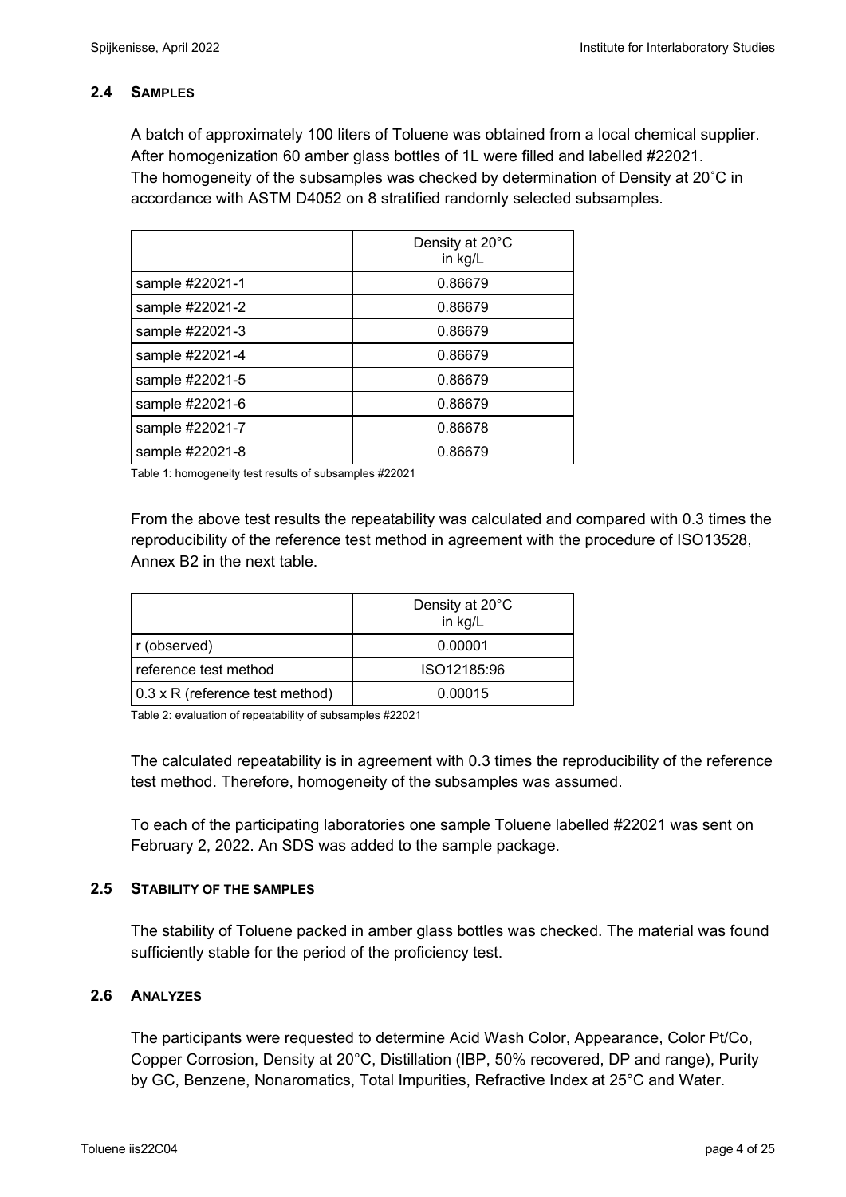### 2.4 SAMPLES

A batch of approximately 100 liters of Toluene was obtained from a local chemical supplier. After homogenization 60 amber glass bottles of 1L were filled and labelled #22021. The homogeneity of the subsamples was checked by determination of Density at 20˚C in accordance with ASTM D4052 on 8 stratified randomly selected subsamples.

|  | Density at 20°C in kg/L |
| --- | --- |
| sample #22021-1 | 0.86679 |
| sample #22021-2 | 0.86679 |
| sample #22021-3 | 0.86679 |
| sample #22021-4 | 0.86679 |
| sample #22021-5 | 0.86679 |
| sample #22021-6 | 0.86679 |
| sample #22021-7 | 0.86678 |
| sample #22021-8 | 0.86679 |

Table 1: homogeneity test results of subsamples #22021

From the above test results the repeatability was calculated and compared with 0.3 times the reproducibility of the reference test method in agreement with the procedure of ISO13528, Annex B2 in the next table.

|  | Density at 20°C in kg/L |
| --- | --- |
| r (observed) | 0.00001 |
| reference test method | ISO12185:96 |
| 0.3 x R (reference test method) | 0.00015 |

Table 2: evaluation of repeatability of subsamples #22021

The calculated repeatability is in agreement with 0.3 times the reproducibility of the reference test method. Therefore, homogeneity of the subsamples was assumed.

To each of the participating laboratories one sample Toluene labelled #22021 was sent on February 2, 2022. An SDS was added to the sample package.

### 2.5 STABILITY OF THE SAMPLES

The stability of Toluene packed in amber glass bottles was checked. The material was found sufficiently stable for the period of the proficiency test.

### 2.6 ANALYZES

The participants were requested to determine Acid Wash Color, Appearance, Color Pt/Co, Copper Corrosion, Density at 20°C, Distillation (IBP, 50% recovered, DP and range), Purity by GC, Benzene, Nonaromatics, Total Impurities, Refractive Index at 25°C and Water.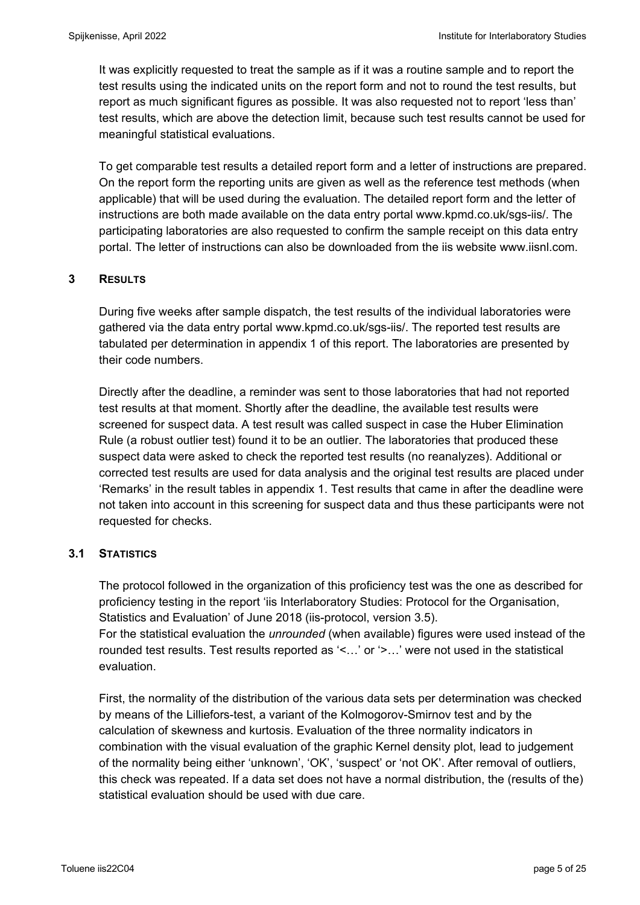It was explicitly requested to treat the sample as if it was a routine sample and to report the test results using the indicated units on the report form and not to round the test results, but report as much significant figures as possible. It was also requested not to report 'less than' test results, which are above the detection limit, because such test results cannot be used for meaningful statistical evaluations.

To get comparable test results a detailed report form and a letter of instructions are prepared. On the report form the reporting units are given as well as the reference test methods (when applicable) that will be used during the evaluation. The detailed report form and the letter of instructions are both made available on the data entry portal www.kpmd.co.uk/sgs-iis/. The participating laboratories are also requested to confirm the sample receipt on this data entry portal. The letter of instructions can also be downloaded from the iis website www.iisnl.com.

## 3 RESULTS

During five weeks after sample dispatch, the test results of the individual laboratories were gathered via the data entry portal www.kpmd.co.uk/sgs-iis/. The reported test results are tabulated per determination in appendix 1 of this report. The laboratories are presented by their code numbers.

Directly after the deadline, a reminder was sent to those laboratories that had not reported test results at that moment. Shortly after the deadline, the available test results were screened for suspect data. A test result was called suspect in case the Huber Elimination Rule (a robust outlier test) found it to be an outlier. The laboratories that produced these suspect data were asked to check the reported test results (no reanalyzes). Additional or corrected test results are used for data analysis and the original test results are placed under 'Remarks' in the result tables in appendix 1. Test results that came in after the deadline were not taken into account in this screening for suspect data and thus these participants were not requested for checks.

### 3.1 STATISTICS

The protocol followed in the organization of this proficiency test was the one as described for proficiency testing in the report 'iis Interlaboratory Studies: Protocol for the Organisation, Statistics and Evaluation' of June 2018 (iis-protocol, version 3.5).
For the statistical evaluation the *unrounded* (when available) figures were used instead of the rounded test results. Test results reported as '<…' or '>…' were not used in the statistical evaluation.

First, the normality of the distribution of the various data sets per determination was checked by means of the Lilliefors-test, a variant of the Kolmogorov-Smirnov test and by the calculation of skewness and kurtosis. Evaluation of the three normality indicators in combination with the visual evaluation of the graphic Kernel density plot, lead to judgement of the normality being either 'unknown', 'OK', 'suspect' or 'not OK'. After removal of outliers, this check was repeated. If a data set does not have a normal distribution, the (results of the) statistical evaluation should be used with due care.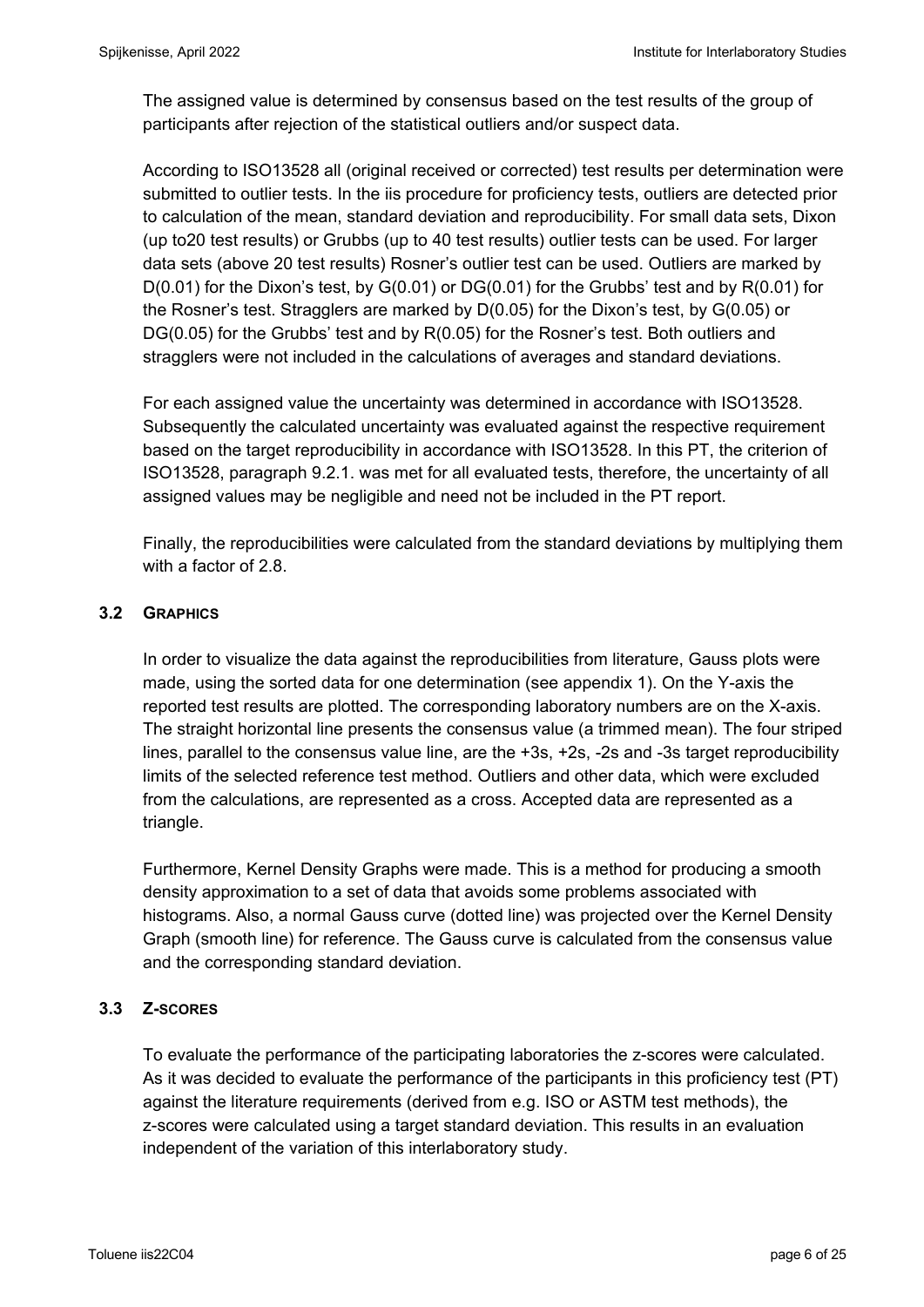The assigned value is determined by consensus based on the test results of the group of participants after rejection of the statistical outliers and/or suspect data.

According to ISO13528 all (original received or corrected) test results per determination were submitted to outlier tests. In the iis procedure for proficiency tests, outliers are detected prior to calculation of the mean, standard deviation and reproducibility. For small data sets, Dixon (up to20 test results) or Grubbs (up to 40 test results) outlier tests can be used. For larger data sets (above 20 test results) Rosner's outlier test can be used. Outliers are marked by D(0.01) for the Dixon's test, by G(0.01) or DG(0.01) for the Grubbs' test and by R(0.01) for the Rosner's test. Stragglers are marked by D(0.05) for the Dixon's test, by G(0.05) or DG(0.05) for the Grubbs' test and by R(0.05) for the Rosner's test. Both outliers and stragglers were not included in the calculations of averages and standard deviations.

For each assigned value the uncertainty was determined in accordance with ISO13528. Subsequently the calculated uncertainty was evaluated against the respective requirement based on the target reproducibility in accordance with ISO13528. In this PT, the criterion of ISO13528, paragraph 9.2.1. was met for all evaluated tests, therefore, the uncertainty of all assigned values may be negligible and need not be included in the PT report.

Finally, the reproducibilities were calculated from the standard deviations by multiplying them with a factor of 2.8.

## 3.2 GRAPHICS

In order to visualize the data against the reproducibilities from literature, Gauss plots were made, using the sorted data for one determination (see appendix 1). On the Y-axis the reported test results are plotted. The corresponding laboratory numbers are on the X-axis. The straight horizontal line presents the consensus value (a trimmed mean). The four striped lines, parallel to the consensus value line, are the +3s, +2s, -2s and -3s target reproducibility limits of the selected reference test method. Outliers and other data, which were excluded from the calculations, are represented as a cross. Accepted data are represented as a triangle.

Furthermore, Kernel Density Graphs were made. This is a method for producing a smooth density approximation to a set of data that avoids some problems associated with histograms. Also, a normal Gauss curve (dotted line) was projected over the Kernel Density Graph (smooth line) for reference. The Gauss curve is calculated from the consensus value and the corresponding standard deviation.

## 3.3 Z-SCORES

To evaluate the performance of the participating laboratories the z-scores were calculated. As it was decided to evaluate the performance of the participants in this proficiency test (PT) against the literature requirements (derived from e.g. ISO or ASTM test methods), the z-scores were calculated using a target standard deviation. This results in an evaluation independent of the variation of this interlaboratory study.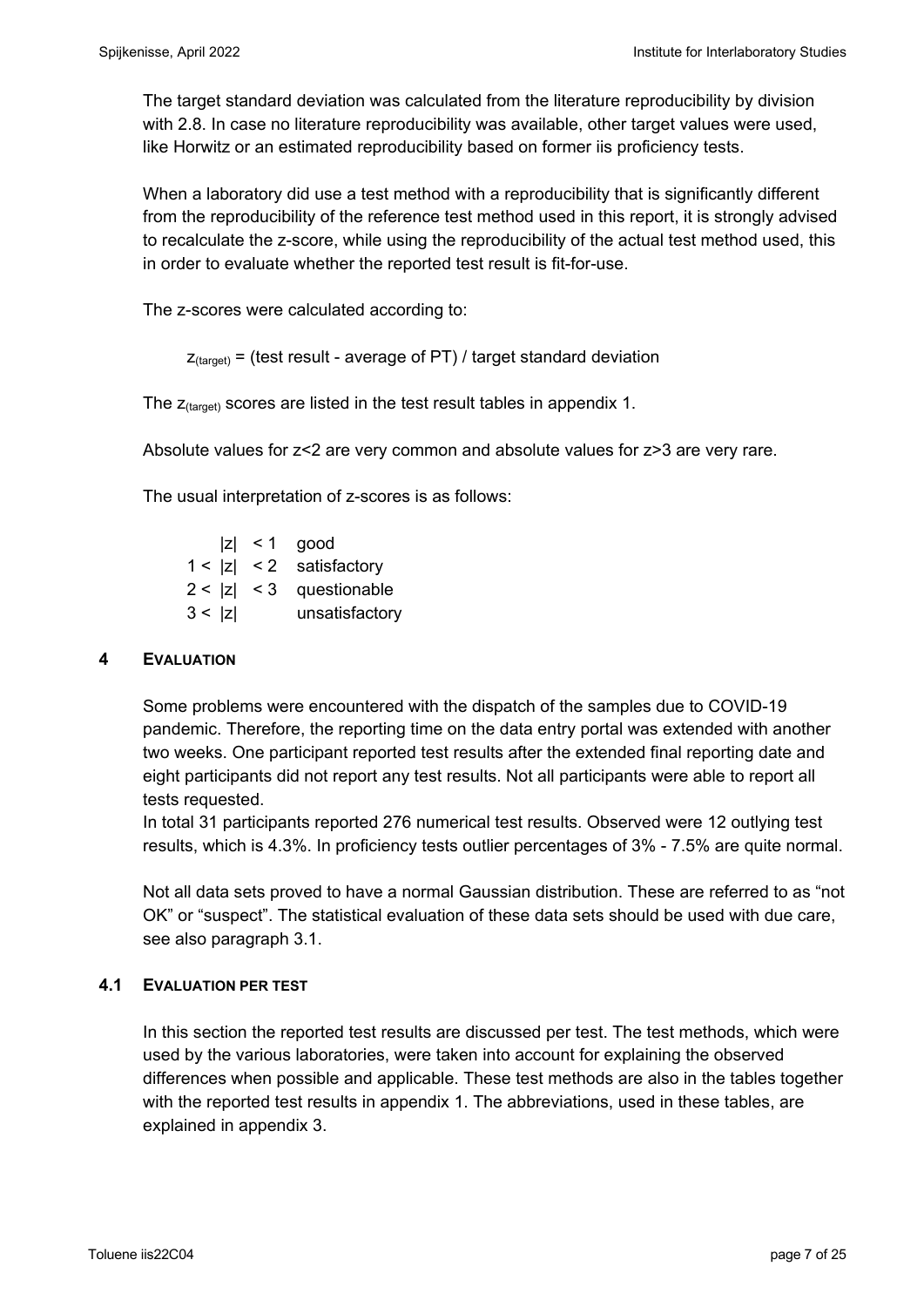The target standard deviation was calculated from the literature reproducibility by division with 2.8. In case no literature reproducibility was available, other target values were used, like Horwitz or an estimated reproducibility based on former iis proficiency tests.

When a laboratory did use a test method with a reproducibility that is significantly different from the reproducibility of the reference test method used in this report, it is strongly advised to recalculate the z-score, while using the reproducibility of the actual test method used, this in order to evaluate whether the reported test result is fit-for-use.

The z-scores were calculated according to:

$z_{(target)}$ = (test result - average of PT) / target standard deviation

The $z_{(target)}$ scores are listed in the test result tables in appendix 1.

Absolute values for z<2 are very common and absolute values for z>3 are very rare.

The usual interpretation of z-scores is as follows:

| | |
|---|---|
| $\lvert z \rvert < 1$ | good |
| $1 < \lvert z \rvert < 2$ | satisfactory |
| $2 < \lvert z \rvert < 3$ | questionable |
| $3 < \lvert z \rvert$ | unsatisfactory |

## 4 EVALUATION

Some problems were encountered with the dispatch of the samples due to COVID-19 pandemic. Therefore, the reporting time on the data entry portal was extended with another two weeks. One participant reported test results after the extended final reporting date and eight participants did not report any test results. Not all participants were able to report all tests requested.
In total 31 participants reported 276 numerical test results. Observed were 12 outlying test results, which is 4.3%. In proficiency tests outlier percentages of 3% - 7.5% are quite normal.

Not all data sets proved to have a normal Gaussian distribution. These are referred to as "not OK" or "suspect". The statistical evaluation of these data sets should be used with due care, see also paragraph 3.1.

### 4.1 EVALUATION PER TEST

In this section the reported test results are discussed per test. The test methods, which were used by the various laboratories, were taken into account for explaining the observed differences when possible and applicable. These test methods are also in the tables together with the reported test results in appendix 1. The abbreviations, used in these tables, are explained in appendix 3.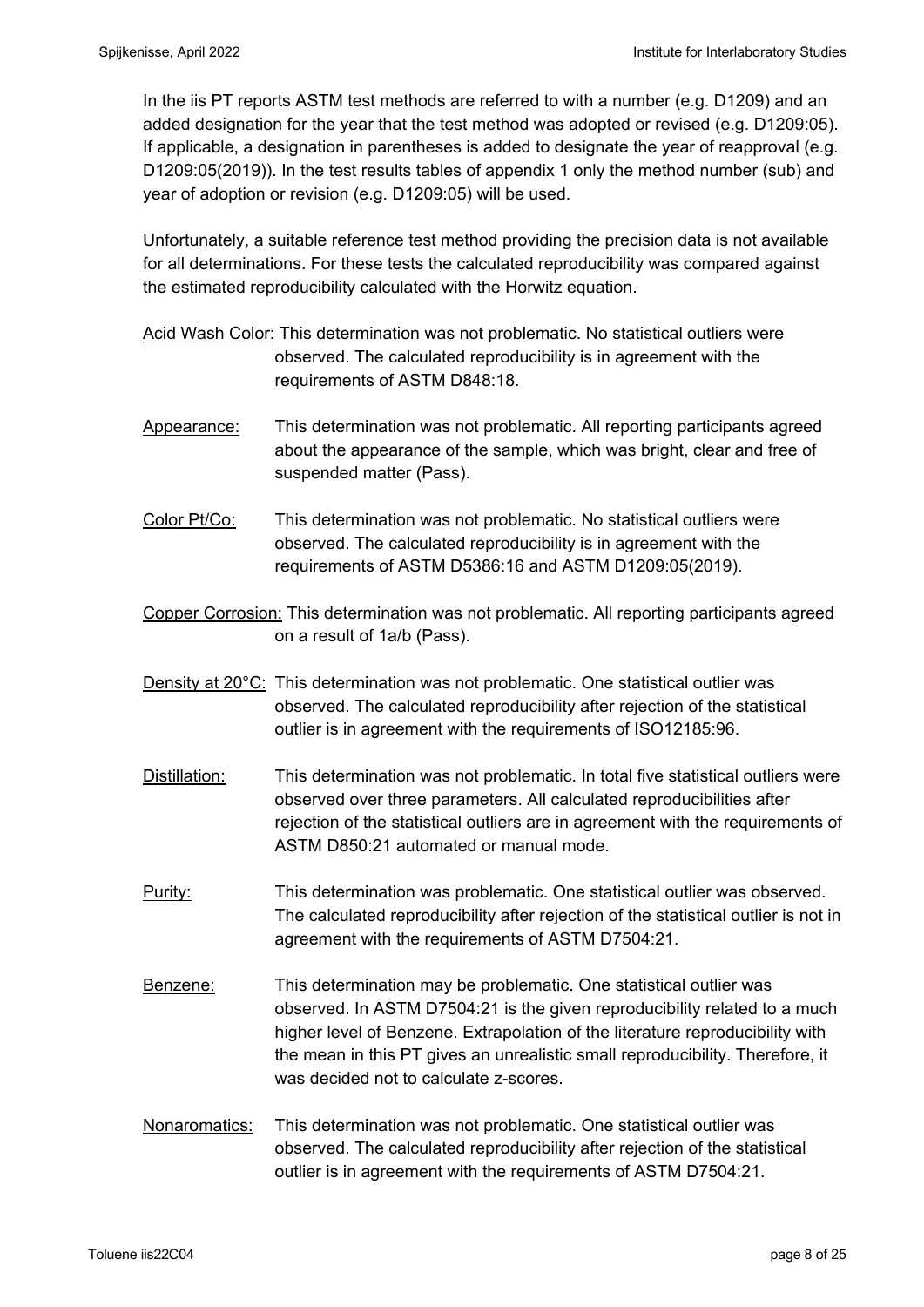In the iis PT reports ASTM test methods are referred to with a number (e.g. D1209) and an added designation for the year that the test method was adopted or revised (e.g. D1209:05). If applicable, a designation in parentheses is added to designate the year of reapproval (e.g. D1209:05(2019)). In the test results tables of appendix 1 only the method number (sub) and year of adoption or revision (e.g. D1209:05) will be used.

Unfortunately, a suitable reference test method providing the precision data is not available for all determinations. For these tests the calculated reproducibility was compared against the estimated reproducibility calculated with the Horwitz equation.

<u>Acid Wash Color:</u> This determination was not problematic. No statistical outliers were observed. The calculated reproducibility is in agreement with the requirements of ASTM D848:18.

<u>Appearance:</u> This determination was not problematic. All reporting participants agreed about the appearance of the sample, which was bright, clear and free of suspended matter (Pass).

<u>Color Pt/Co:</u> This determination was not problematic. No statistical outliers were observed. The calculated reproducibility is in agreement with the requirements of ASTM D5386:16 and ASTM D1209:05(2019).

<u>Copper Corrosion:</u> This determination was not problematic. All reporting participants agreed on a result of 1a/b (Pass).

<u>Density at 20°C:</u> This determination was not problematic. One statistical outlier was observed. The calculated reproducibility after rejection of the statistical outlier is in agreement with the requirements of ISO12185:96.

<u>Distillation:</u> This determination was not problematic. In total five statistical outliers were observed over three parameters. All calculated reproducibilities after rejection of the statistical outliers are in agreement with the requirements of ASTM D850:21 automated or manual mode.

<u>Purity:</u> This determination was problematic. One statistical outlier was observed. The calculated reproducibility after rejection of the statistical outlier is not in agreement with the requirements of ASTM D7504:21.

<u>Benzene:</u> This determination may be problematic. One statistical outlier was observed. In ASTM D7504:21 is the given reproducibility related to a much higher level of Benzene. Extrapolation of the literature reproducibility with the mean in this PT gives an unrealistic small reproducibility. Therefore, it was decided not to calculate z-scores.

<u>Nonaromatics:</u> This determination was not problematic. One statistical outlier was observed. The calculated reproducibility after rejection of the statistical outlier is in agreement with the requirements of ASTM D7504:21.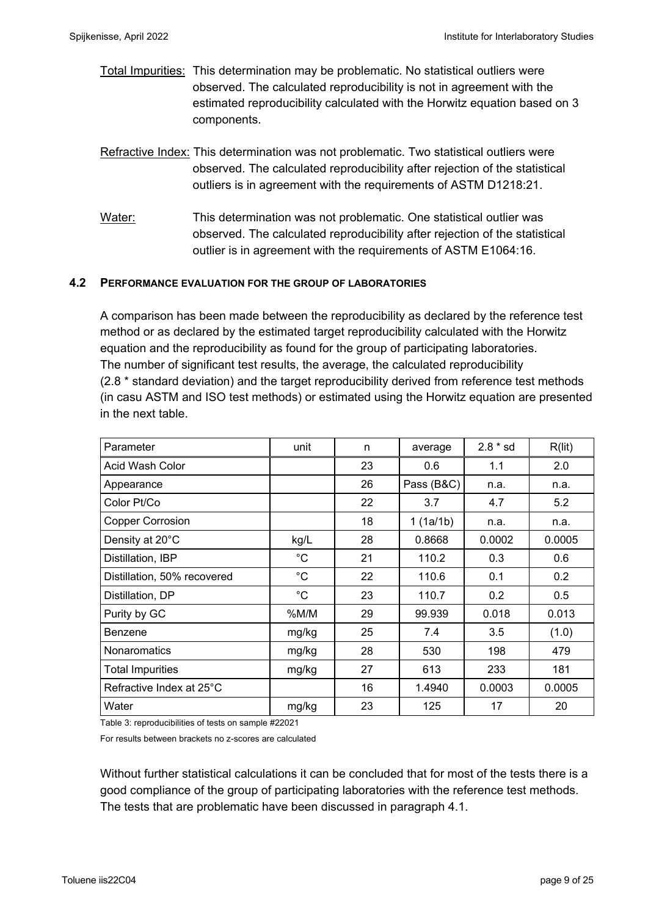Total Impurities: This determination may be problematic. No statistical outliers were observed. The calculated reproducibility is not in agreement with the estimated reproducibility calculated with the Horwitz equation based on 3 components.

Refractive Index: This determination was not problematic. Two statistical outliers were observed. The calculated reproducibility after rejection of the statistical outliers is in agreement with the requirements of ASTM D1218:21.

Water: This determination was not problematic. One statistical outlier was observed. The calculated reproducibility after rejection of the statistical outlier is in agreement with the requirements of ASTM E1064:16.

## 4.2 PERFORMANCE EVALUATION FOR THE GROUP OF LABORATORIES

A comparison has been made between the reproducibility as declared by the reference test method or as declared by the estimated target reproducibility calculated with the Horwitz equation and the reproducibility as found for the group of participating laboratories. The number of significant test results, the average, the calculated reproducibility (2.8 * standard deviation) and the target reproducibility derived from reference test methods (in casu ASTM and ISO test methods) or estimated using the Horwitz equation are presented in the next table.

| Parameter | unit | n | average | 2.8 * sd | R(lit) |
|---|---|---|---|---|---|
| Acid Wash Color | | 23 | 0.6 | 1.1 | 2.0 |
| Appearance | | 26 | Pass (B&C) | n.a. | n.a. |
| Color Pt/Co | | 22 | 3.7 | 4.7 | 5.2 |
| Copper Corrosion | | 18 | 1 (1a/1b) | n.a. | n.a. |
| Density at 20°C | kg/L | 28 | 0.8668 | 0.0002 | 0.0005 |
| Distillation, IBP | °C | 21 | 110.2 | 0.3 | 0.6 |
| Distillation, 50% recovered | °C | 22 | 110.6 | 0.1 | 0.2 |
| Distillation, DP | °C | 23 | 110.7 | 0.2 | 0.5 |
| Purity by GC | %M/M | 29 | 99.939 | 0.018 | 0.013 |
| Benzene | mg/kg | 25 | 7.4 | 3.5 | (1.0) |
| Nonaromatics | mg/kg | 28 | 530 | 198 | 479 |
| Total Impurities | mg/kg | 27 | 613 | 233 | 181 |
| Refractive Index at 25°C | | 16 | 1.4940 | 0.0003 | 0.0005 |
| Water | mg/kg | 23 | 125 | 17 | 20 |

Table 3: reproducibilities of tests on sample #22021

For results between brackets no z-scores are calculated

Without further statistical calculations it can be concluded that for most of the tests there is a good compliance of the group of participating laboratories with the reference test methods. The tests that are problematic have been discussed in paragraph 4.1.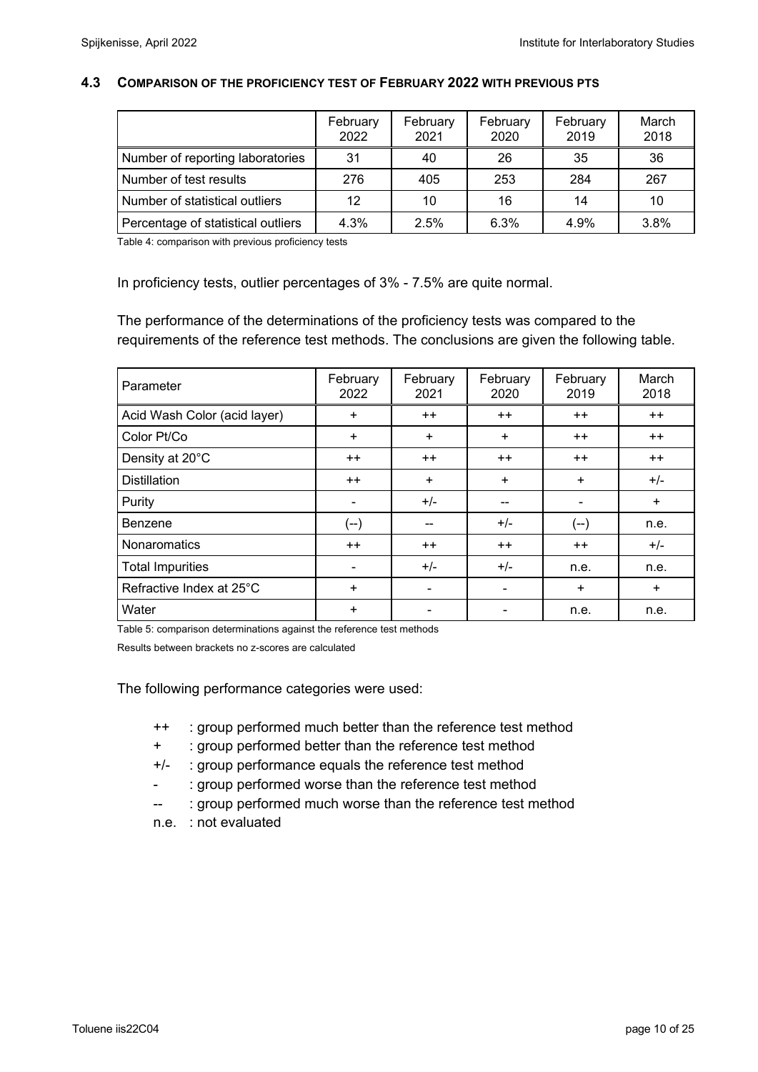### 4.3 COMPARISON OF THE PROFICIENCY TEST OF FEBRUARY 2022 WITH PREVIOUS PTS

|  | February 2022 | February 2021 | February 2020 | February 2019 | March 2018 |
|---|---|---|---|---|---|
| Number of reporting laboratories | 31 | 40 | 26 | 35 | 36 |
| Number of test results | 276 | 405 | 253 | 284 | 267 |
| Number of statistical outliers | 12 | 10 | 16 | 14 | 10 |
| Percentage of statistical outliers | 4.3% | 2.5% | 6.3% | 4.9% | 3.8% |

Table 4: comparison with previous proficiency tests

In proficiency tests, outlier percentages of 3% - 7.5% are quite normal.

The performance of the determinations of the proficiency tests was compared to the requirements of the reference test methods. The conclusions are given the following table.

| Parameter | February 2022 | February 2021 | February 2020 | February 2019 | March 2018 |
|---|---|---|---|---|---|
| Acid Wash Color (acid layer) | + | ++ | ++ | ++ | ++ |
| Color Pt/Co | + | + | + | ++ | ++ |
| Density at 20°C | ++ | ++ | ++ | ++ | ++ |
| Distillation | ++ | + | + | + | +/- |
| Purity | - | +/- | -- | - | + |
| Benzene | (--) | -- | +/- | (--) | n.e. |
| Nonaromatics | ++ | ++ | ++ | ++ | +/- |
| Total Impurities | - | +/- | +/- | n.e. | n.e. |
| Refractive Index at 25°C | + | - | - | + | + |
| Water | + | - | - | n.e. | n.e. |

Table 5: comparison determinations against the reference test methods

Results between brackets no z-scores are calculated

The following performance categories were used:

- ++ : group performed much better than the reference test method
- \+ : group performed better than the reference test method
- +/- : group performance equals the reference test method
- \- : group performed worse than the reference test method
- -- : group performed much worse than the reference test method
- n.e. : not evaluated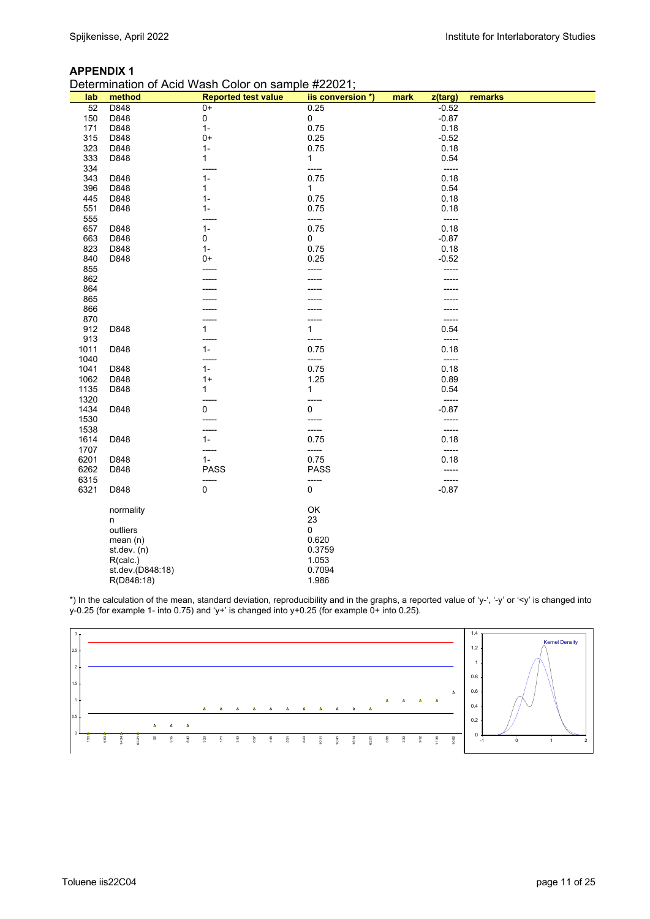## APPENDIX 1

Determination of Acid Wash Color on sample #22021;

| lab | method | Reported test value | iis conversion *) | mark | z(targ) | remarks |
|---|---|---|---|---|---|---|
| 52 | D848 | 0+ | 0.25 | | -0.52 | |
| 150 | D848 | 0 | 0 | | -0.87 | |
| 171 | D848 | 1- | 0.75 | | 0.18 | |
| 315 | D848 | 0+ | 0.25 | | -0.52 | |
| 323 | D848 | 1- | 0.75 | | 0.18 | |
| 333 | D848 | 1 | 1 | | 0.54 | |
| 334 | | ----- | ----- | | ----- | |
| 343 | D848 | 1- | 0.75 | | 0.18 | |
| 396 | D848 | 1 | 1 | | 0.54 | |
| 445 | D848 | 1- | 0.75 | | 0.18 | |
| 551 | D848 | 1- | 0.75 | | 0.18 | |
| 555 | | ----- | ----- | | ----- | |
| 657 | D848 | 1- | 0.75 | | 0.18 | |
| 663 | D848 | 0 | 0 | | -0.87 | |
| 823 | D848 | 1- | 0.75 | | 0.18 | |
| 840 | D848 | 0+ | 0.25 | | -0.52 | |
| 855 | | ----- | ----- | | ----- | |
| 862 | | ----- | ----- | | ----- | |
| 864 | | ----- | ----- | | ----- | |
| 865 | | ----- | ----- | | ----- | |
| 866 | | ----- | ----- | | ----- | |
| 870 | | ----- | ----- | | ----- | |
| 912 | D848 | 1 | 1 | | 0.54 | |
| 913 | | ----- | ----- | | ----- | |
| 1011 | D848 | 1- | 0.75 | | 0.18 | |
| 1040 | | ----- | ----- | | ----- | |
| 1041 | D848 | 1- | 0.75 | | 0.18 | |
| 1062 | D848 | 1+ | 1.25 | | 0.89 | |
| 1135 | D848 | 1 | 1 | | 0.54 | |
| 1320 | | ----- | ----- | | ----- | |
| 1434 | D848 | 0 | 0 | | -0.87 | |
| 1530 | | ----- | ----- | | ----- | |
| 1538 | | ----- | ----- | | ----- | |
| 1614 | D848 | 1- | 0.75 | | 0.18 | |
| 1707 | | ----- | ----- | | ----- | |
| 6201 | D848 | 1- | 0.75 | | 0.18 | |
| 6262 | D848 | PASS | PASS | | ----- | |
| 6315 | | ----- | ----- | | ----- | |
| 6321 | D848 | 0 | 0 | | -0.87 | |
| | normality | | OK | | | |
| | n | | 23 | | | |
| | outliers | | 0 | | | |
| | mean (n) | | 0.620 | | | |
| | st.dev. (n) | | 0.3759 | | | |
| | R(calc.) | | 1.053 | | | |
| | st.dev.(D848:18) | | 0.7094 | | | |
| | R(D848:18) | | 1.986 | | | |

*) In the calculation of the mean, standard deviation, reproducibility and in the graphs, a reported value of 'y-', '-y' or '<y' is changed into y-0.25 (for example 1- into 0.75) and 'y+' is changed into y+0.25 (for example 0+ into 0.25).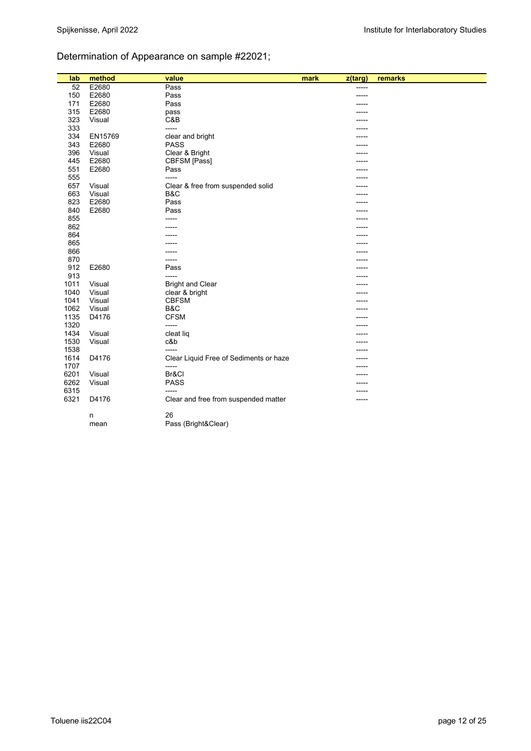## Determination of Appearance on sample #22021;

| lab | method | value | mark | z(targ) | remarks |
|---|---|---|---|---|---|
| 52 | E2680 | Pass | | ----- | |
| 150 | E2680 | Pass | | ----- | |
| 171 | E2680 | Pass | | ----- | |
| 315 | E2680 | pass | | ----- | |
| 323 | Visual | C&B | | ----- | |
| 333 | | ----- | | ----- | |
| 334 | EN15769 | clear and bright | | ----- | |
| 343 | E2680 | PASS | | ----- | |
| 396 | Visual | Clear & Bright | | ----- | |
| 445 | E2680 | CBFSM [Pass] | | ----- | |
| 551 | E2680 | Pass | | ----- | |
| 555 | | ----- | | ----- | |
| 657 | Visual | Clear & free from suspended solid | | ----- | |
| 663 | Visual | B&C | | ----- | |
| 823 | E2680 | Pass | | ----- | |
| 840 | E2680 | Pass | | ----- | |
| 855 | | ----- | | ----- | |
| 862 | | ----- | | ----- | |
| 864 | | ----- | | ----- | |
| 865 | | ----- | | ----- | |
| 866 | | ----- | | ----- | |
| 870 | | ----- | | ----- | |
| 912 | E2680 | Pass | | ----- | |
| 913 | | ----- | | ----- | |
| 1011 | Visual | Bright and Clear | | ----- | |
| 1040 | Visual | clear & bright | | ----- | |
| 1041 | Visual | CBFSM | | ----- | |
| 1062 | Visual | B&C | | ----- | |
| 1135 | D4176 | CFSM | | ----- | |
| 1320 | | ----- | | ----- | |
| 1434 | Visual | cleat liq | | ----- | |
| 1530 | Visual | c&b | | ----- | |
| 1538 | | ----- | | ----- | |
| 1614 | D4176 | Clear Liquid Free of Sediments or haze | | ----- | |
| 1707 | | ----- | | ----- | |
| 6201 | Visual | Br&Cl | | ----- | |
| 6262 | Visual | PASS | | ----- | |
| 6315 | | ----- | | ----- | |
| 6321 | D4176 | Clear and free from suspended matter | | ----- | |
| | n | 26 | | | |
| | mean | Pass (Bright&Clear) | | | |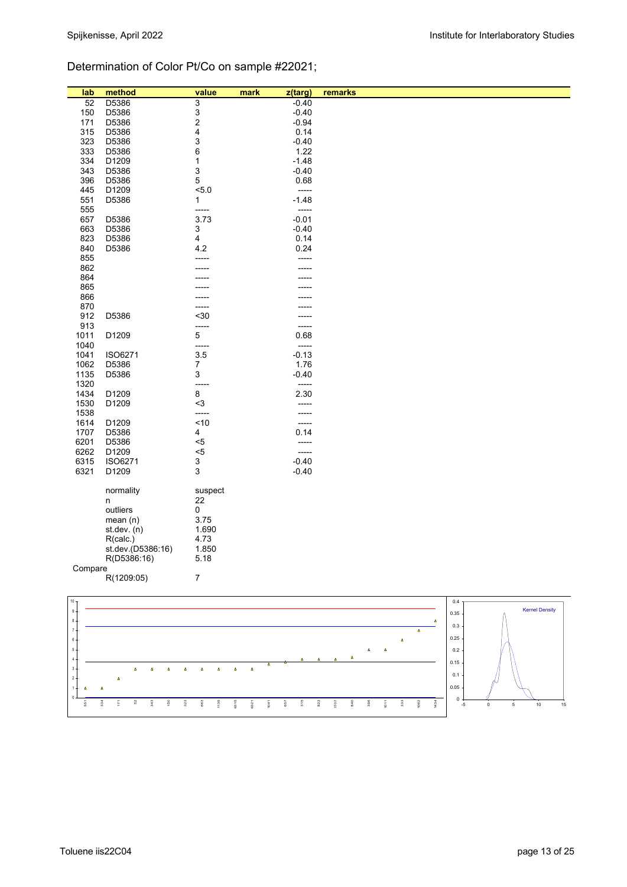## Determination of Color Pt/Co on sample #22021;

| lab | method | value | mark | z(targ) | remarks |
|---|---|---|---|---|---|
| 52 | D5386 | 3 | | -0.40 | |
| 150 | D5386 | 3 | | -0.40 | |
| 171 | D5386 | 2 | | -0.94 | |
| 315 | D5386 | 4 | | 0.14 | |
| 323 | D5386 | 3 | | -0.40 | |
| 333 | D5386 | 6 | | 1.22 | |
| 334 | D1209 | 1 | | -1.48 | |
| 343 | D5386 | 3 | | -0.40 | |
| 396 | D5386 | 5 | | 0.68 | |
| 445 | D1209 | <5.0 | | ----- | |
| 551 | D5386 | 1 | | -1.48 | |
| 555 | | ----- | | ----- | |
| 657 | D5386 | 3.73 | | -0.01 | |
| 663 | D5386 | 3 | | -0.40 | |
| 823 | D5386 | 4 | | 0.14 | |
| 840 | D5386 | 4.2 | | 0.24 | |
| 855 | | ----- | | ----- | |
| 862 | | ----- | | ----- | |
| 864 | | ----- | | ----- | |
| 865 | | ----- | | ----- | |
| 866 | | ----- | | ----- | |
| 870 | | ----- | | ----- | |
| 912 | D5386 | <30 | | ----- | |
| 913 | | ----- | | ----- | |
| 1011 | D1209 | 5 | | 0.68 | |
| 1040 | | ----- | | ----- | |
| 1041 | ISO6271 | 3.5 | | -0.13 | |
| 1062 | D5386 | 7 | | 1.76 | |
| 1135 | D5386 | 3 | | -0.40 | |
| 1320 | | ----- | | ----- | |
| 1434 | D1209 | 8 | | 2.30 | |
| 1530 | D1209 | <3 | | ----- | |
| 1538 | | ----- | | ----- | |
| 1614 | D1209 | <10 | | ----- | |
| 1707 | D5386 | 4 | | 0.14 | |
| 6201 | D5386 | <5 | | ----- | |
| 6262 | D1209 | <5 | | ----- | |
| 6315 | ISO6271 | 3 | | -0.40 | |
| 6321 | D1209 | 3 | | -0.40 | |

| | | |
|---|---|---|
| | normality | suspect |
| | n | 22 |
| | outliers | 0 |
| | mean (n) | 3.75 |
| | st.dev. (n) | 1.690 |
| | R(calc.) | 4.73 |
| | st.dev.(D5386:16) | 1.850 |
| | R(D5386:16) | 5.18 |
| Compare | | |
| | R(1209:05) | 7 |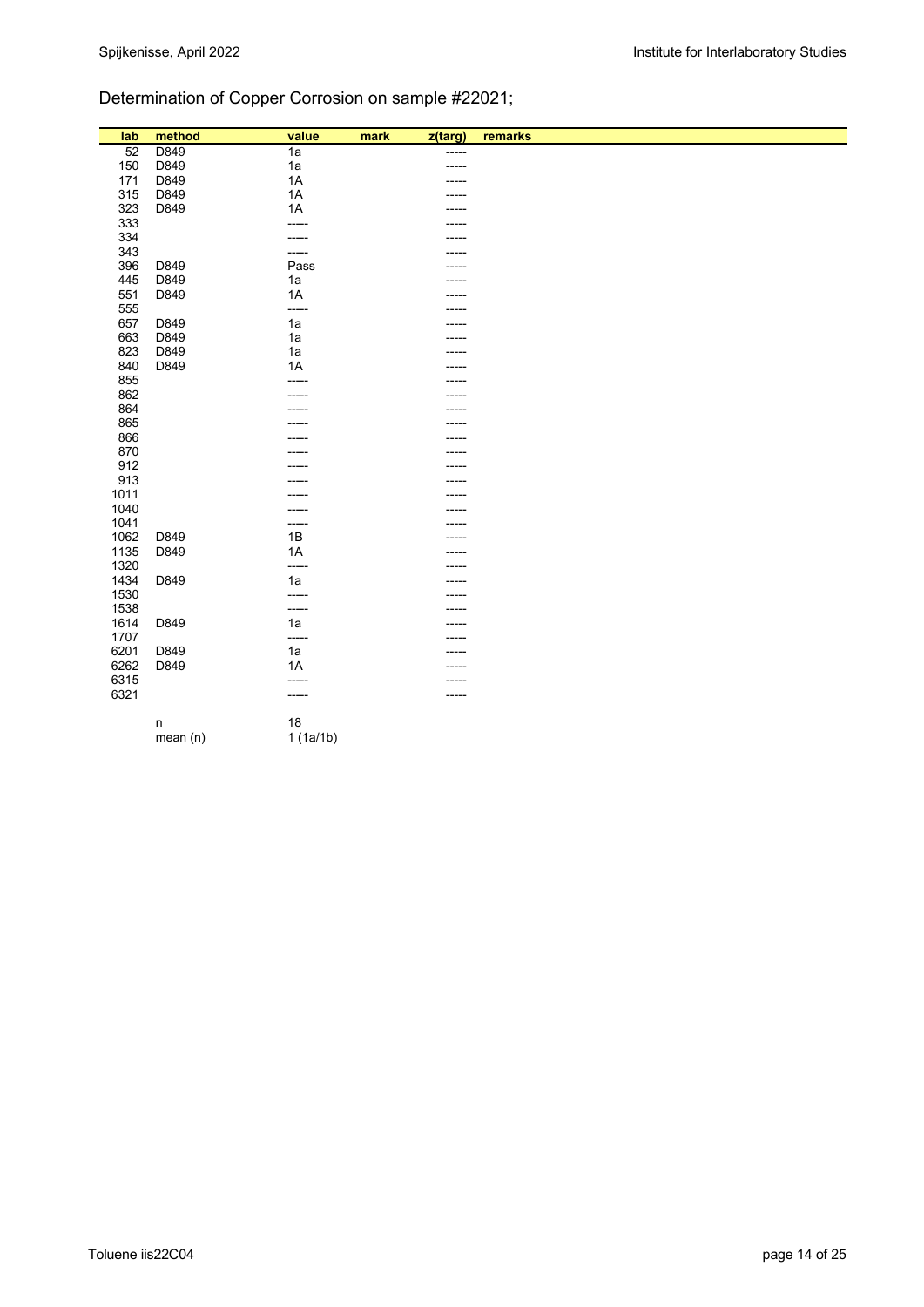Determination of Copper Corrosion on sample #22021;

| lab | method | value | mark | z(targ) | remarks |
|---|---|---|---|---|---|
| 52 | D849 | 1a | | ----- | |
| 150 | D849 | 1a | | ----- | |
| 171 | D849 | 1A | | ----- | |
| 315 | D849 | 1A | | ----- | |
| 323 | D849 | 1A | | ----- | |
| 333 | | ----- | | ----- | |
| 334 | | ----- | | ----- | |
| 343 | | ----- | | ----- | |
| 396 | D849 | Pass | | ----- | |
| 445 | D849 | 1a | | ----- | |
| 551 | D849 | 1A | | ----- | |
| 555 | | ----- | | ----- | |
| 657 | D849 | 1a | | ----- | |
| 663 | D849 | 1a | | ----- | |
| 823 | D849 | 1a | | ----- | |
| 840 | D849 | 1A | | ----- | |
| 855 | | ----- | | ----- | |
| 862 | | ----- | | ----- | |
| 864 | | ----- | | ----- | |
| 865 | | ----- | | ----- | |
| 866 | | ----- | | ----- | |
| 870 | | ----- | | ----- | |
| 912 | | ----- | | ----- | |
| 913 | | ----- | | ----- | |
| 1011 | | ----- | | ----- | |
| 1040 | | ----- | | ----- | |
| 1041 | | ----- | | ----- | |
| 1062 | D849 | 1B | | ----- | |
| 1135 | D849 | 1A | | ----- | |
| 1320 | | ----- | | ----- | |
| 1434 | D849 | 1a | | ----- | |
| 1530 | | ----- | | ----- | |
| 1538 | | ----- | | ----- | |
| 1614 | D849 | 1a | | ----- | |
| 1707 | | ----- | | ----- | |
| 6201 | D849 | 1a | | ----- | |
| 6262 | D849 | 1A | | ----- | |
| 6315 | | ----- | | ----- | |
| 6321 | | ----- | | ----- | |
| | | | | | |
| | n | 18 | | | |
| | mean (n) | 1 (1a/1b) | | | |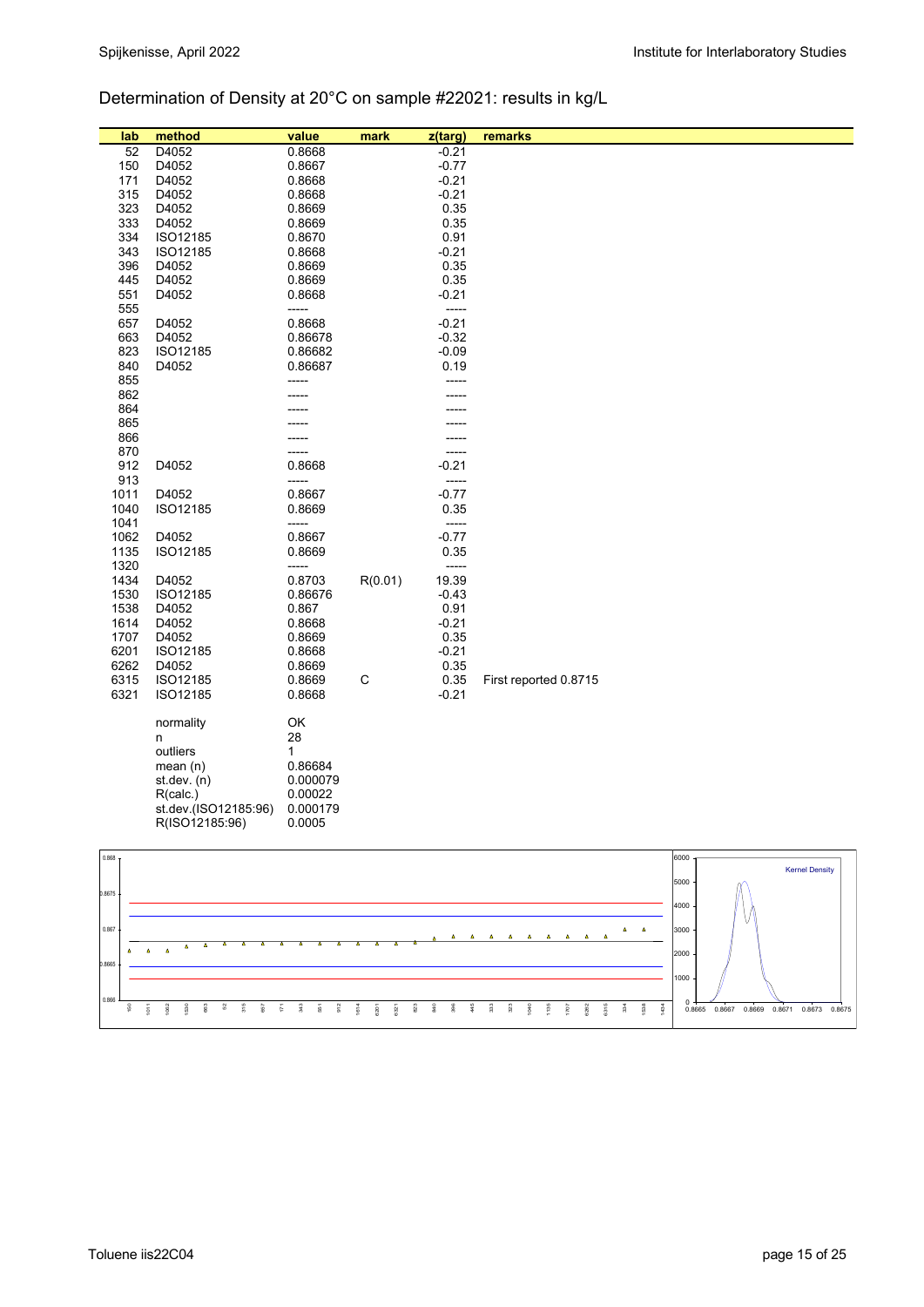## Determination of Density at 20°C on sample #22021: results in kg/L

| lab | method | value | mark | z(targ) | remarks |
|---|---|---|---|---|---|
| 52 | D4052 | 0.8668 | | -0.21 | |
| 150 | D4052 | 0.8667 | | -0.77 | |
| 171 | D4052 | 0.8668 | | -0.21 | |
| 315 | D4052 | 0.8668 | | -0.21 | |
| 323 | D4052 | 0.8669 | | 0.35 | |
| 333 | D4052 | 0.8669 | | 0.35 | |
| 334 | ISO12185 | 0.8670 | | 0.91 | |
| 343 | ISO12185 | 0.8668 | | -0.21 | |
| 396 | D4052 | 0.8669 | | 0.35 | |
| 445 | D4052 | 0.8669 | | 0.35 | |
| 551 | D4052 | 0.8668 | | -0.21 | |
| 555 | | ----- | | ----- | |
| 657 | D4052 | 0.8668 | | -0.21 | |
| 663 | D4052 | 0.86678 | | -0.32 | |
| 823 | ISO12185 | 0.86682 | | -0.09 | |
| 840 | D4052 | 0.86687 | | 0.19 | |
| 855 | | ----- | | ----- | |
| 862 | | ----- | | ----- | |
| 864 | | ----- | | ----- | |
| 865 | | ----- | | ----- | |
| 866 | | ----- | | ----- | |
| 870 | | ----- | | ----- | |
| 912 | D4052 | 0.8668 | | -0.21 | |
| 913 | | ----- | | ----- | |
| 1011 | D4052 | 0.8667 | | -0.77 | |
| 1040 | ISO12185 | 0.8669 | | 0.35 | |
| 1041 | | ----- | | ----- | |
| 1062 | D4052 | 0.8667 | | -0.77 | |
| 1135 | ISO12185 | 0.8669 | | 0.35 | |
| 1320 | | ----- | | ----- | |
| 1434 | D4052 | 0.8703 | R(0.01) | 19.39 | |
| 1530 | ISO12185 | 0.86676 | | -0.43 | |
| 1538 | D4052 | 0.867 | | 0.91 | |
| 1614 | D4052 | 0.8668 | | -0.21 | |
| 1707 | D4052 | 0.8669 | | 0.35 | |
| 6201 | ISO12185 | 0.8668 | | -0.21 | |
| 6262 | D4052 | 0.8669 | | 0.35 | |
| 6315 | ISO12185 | 0.8669 | C | 0.35 | First reported 0.8715 |
| 6321 | ISO12185 | 0.8668 | | -0.21 | |
| | normality | OK | | | |
| | n | 28 | | | |
| | outliers | 1 | | | |
| | mean (n) | 0.86684 | | | |
| | st.dev. (n) | 0.000079 | | | |
| | R(calc.) | 0.00022 | | | |
| | st.dev.(ISO12185:96) | 0.000179 | | | |
| | R(ISO12185:96) | 0.0005 | | | |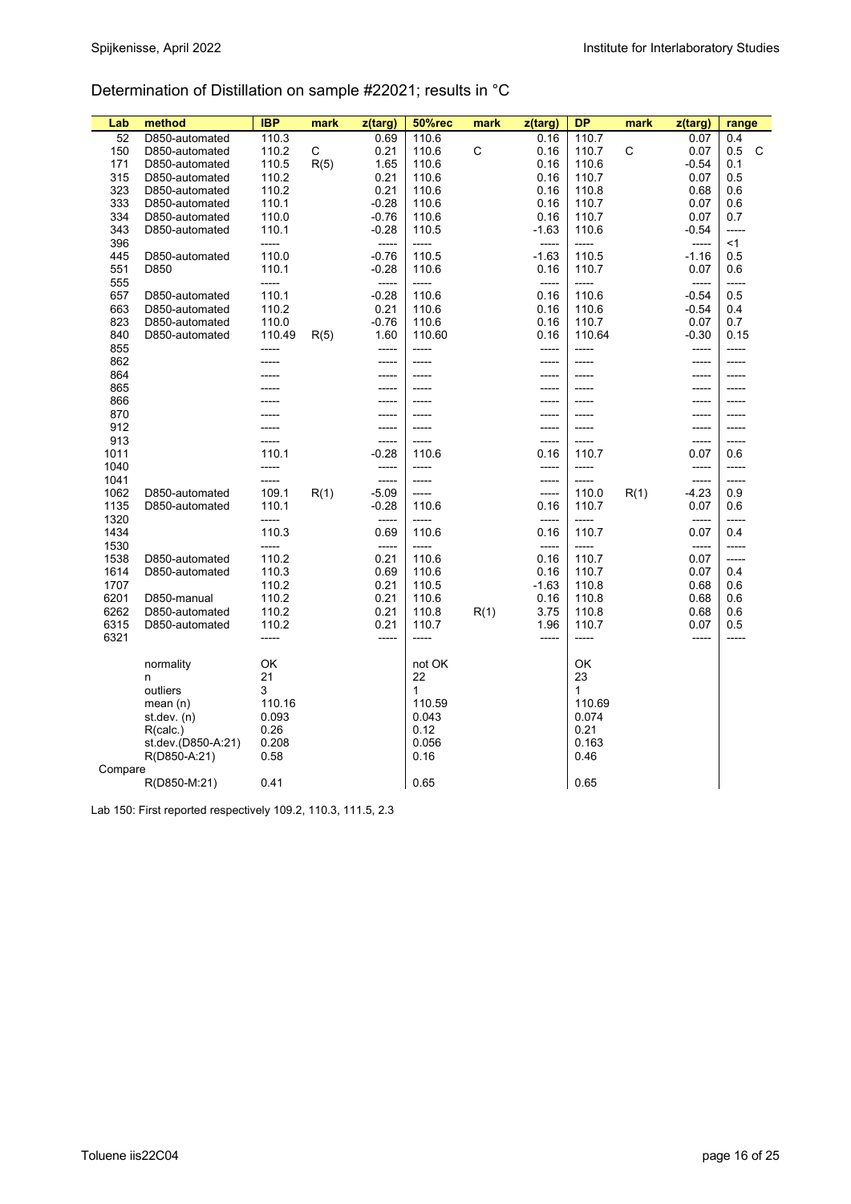## Determination of Distillation on sample #22021; results in °C

| Lab | method | IBP | mark | z(targ) | 50%rec | mark | z(targ) | DP | mark | z(targ) | range |
|---|---|---|---|---|---|---|---|---|---|---|---|
| 52 | D850-automated | 110.3 | | 0.69 | 110.6 | | 0.16 | 110.7 | | 0.07 | 0.4 |
| 150 | D850-automated | 110.2 | C | 0.21 | 110.6 | C | 0.16 | 110.7 | C | 0.07 | 0.5 C |
| 171 | D850-automated | 110.5 | R(5) | 1.65 | 110.6 | | 0.16 | 110.6 | | -0.54 | 0.1 |
| 315 | D850-automated | 110.2 | | 0.21 | 110.6 | | 0.16 | 110.7 | | 0.07 | 0.5 |
| 323 | D850-automated | 110.2 | | 0.21 | 110.6 | | 0.16 | 110.8 | | 0.68 | 0.6 |
| 333 | D850-automated | 110.1 | | -0.28 | 110.6 | | 0.16 | 110.7 | | 0.07 | 0.6 |
| 334 | D850-automated | 110.0 | | -0.76 | 110.6 | | 0.16 | 110.7 | | 0.07 | 0.7 |
| 343 | D850-automated | 110.1 | | -0.28 | 110.5 | | -1.63 | 110.6 | | -0.54 | ----- |
| 396 | | ----- | | ----- | ----- | | ----- | ----- | | ----- | <1 |
| 445 | D850-automated | 110.0 | | -0.76 | 110.5 | | -1.63 | 110.5 | | -1.16 | 0.5 |
| 551 | D850 | 110.1 | | -0.28 | 110.6 | | 0.16 | 110.7 | | 0.07 | 0.6 |
| 555 | | ----- | | ----- | ----- | | ----- | ----- | | ----- | ----- |
| 657 | D850-automated | 110.1 | | -0.28 | 110.6 | | 0.16 | 110.6 | | -0.54 | 0.5 |
| 663 | D850-automated | 110.2 | | 0.21 | 110.6 | | 0.16 | 110.6 | | -0.54 | 0.4 |
| 823 | D850-automated | 110.0 | | -0.76 | 110.6 | | 0.16 | 110.7 | | 0.07 | 0.7 |
| 840 | D850-automated | 110.49 | R(5) | 1.60 | 110.60 | | 0.16 | 110.64 | | -0.30 | 0.15 |
| 855 | | ----- | | ----- | ----- | | ----- | ----- | | ----- | ----- |
| 862 | | ----- | | ----- | ----- | | ----- | ----- | | ----- | ----- |
| 864 | | ----- | | ----- | ----- | | ----- | ----- | | ----- | ----- |
| 865 | | ----- | | ----- | ----- | | ----- | ----- | | ----- | ----- |
| 866 | | ----- | | ----- | ----- | | ----- | ----- | | ----- | ----- |
| 870 | | ----- | | ----- | ----- | | ----- | ----- | | ----- | ----- |
| 912 | | ----- | | ----- | ----- | | ----- | ----- | | ----- | ----- |
| 913 | | ----- | | ----- | ----- | | ----- | ----- | | ----- | ----- |
| 1011 | | 110.1 | | -0.28 | 110.6 | | 0.16 | 110.7 | | 0.07 | 0.6 |
| 1040 | | ----- | | ----- | ----- | | ----- | ----- | | ----- | ----- |
| 1041 | | ----- | | ----- | ----- | | ----- | ----- | | ----- | ----- |
| 1062 | D850-automated | 109.1 | R(1) | -5.09 | ----- | | ----- | 110.0 | R(1) | -4.23 | 0.9 |
| 1135 | D850-automated | 110.1 | | -0.28 | 110.6 | | 0.16 | 110.7 | | 0.07 | 0.6 |
| 1320 | | ----- | | ----- | ----- | | ----- | ----- | | ----- | ----- |
| 1434 | | 110.3 | | 0.69 | 110.6 | | 0.16 | 110.7 | | 0.07 | 0.4 |
| 1530 | | ----- | | ----- | ----- | | ----- | ----- | | ----- | ----- |
| 1538 | D850-automated | 110.2 | | 0.21 | 110.6 | | 0.16 | 110.7 | | 0.07 | ----- |
| 1614 | D850-automated | 110.3 | | 0.69 | 110.6 | | 0.16 | 110.7 | | 0.07 | 0.4 |
| 1707 | | 110.2 | | 0.21 | 110.5 | | -1.63 | 110.8 | | 0.68 | 0.6 |
| 6201 | D850-manual | 110.2 | | 0.21 | 110.6 | | 0.16 | 110.8 | | 0.68 | 0.6 |
| 6262 | D850-automated | 110.2 | | 0.21 | 110.8 | R(1) | 3.75 | 110.8 | | 0.68 | 0.6 |
| 6315 | D850-automated | 110.2 | | 0.21 | 110.7 | | 1.96 | 110.7 | | 0.07 | 0.5 |
| 6321 | | ----- | | ----- | ----- | | ----- | ----- | | ----- | ----- |
| | normality | OK | | | not OK | | | OK | | | |
| | n | 21 | | | 22 | | | 23 | | | |
| | outliers | 3 | | | 1 | | | 1 | | | |
| | mean (n) | 110.16 | | | 110.59 | | | 110.69 | | | |
| | st.dev. (n) | 0.093 | | | 0.043 | | | 0.074 | | | |
| | R(calc.) | 0.26 | | | 0.12 | | | 0.21 | | | |
| | st.dev.(D850-A:21) | 0.208 | | | 0.056 | | | 0.163 | | | |
| | R(D850-A:21) | 0.58 | | | 0.16 | | | 0.46 | | | |
| Compare | | | | | | | | | | | |
| | R(D850-M:21) | 0.41 | | | 0.65 | | | 0.65 | | | |

Lab 150: First reported respectively 109.2, 110.3, 111.5, 2.3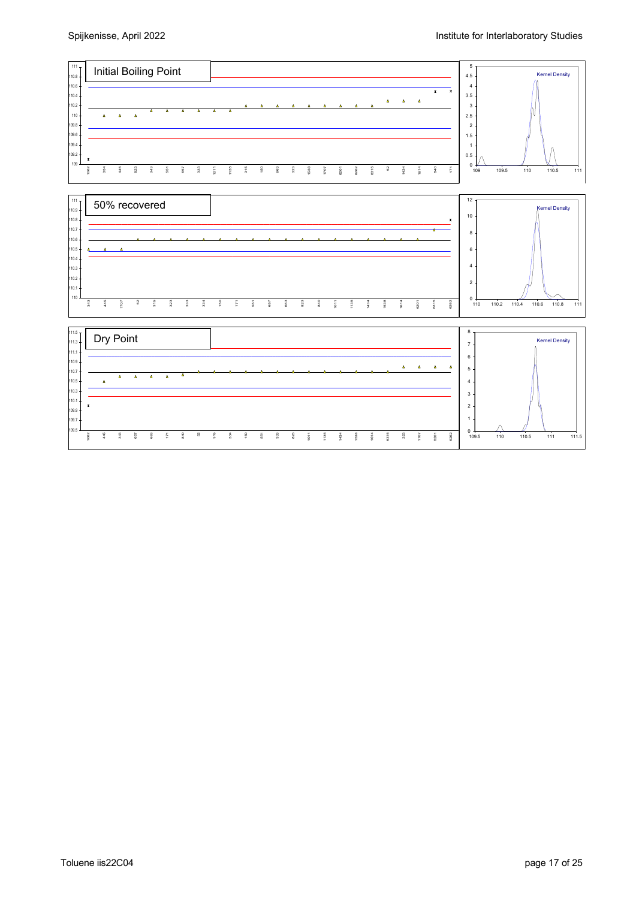Initial Boiling Point

Kernel Density

50% recovered

Kernel Density

Dry Point

Kernel Density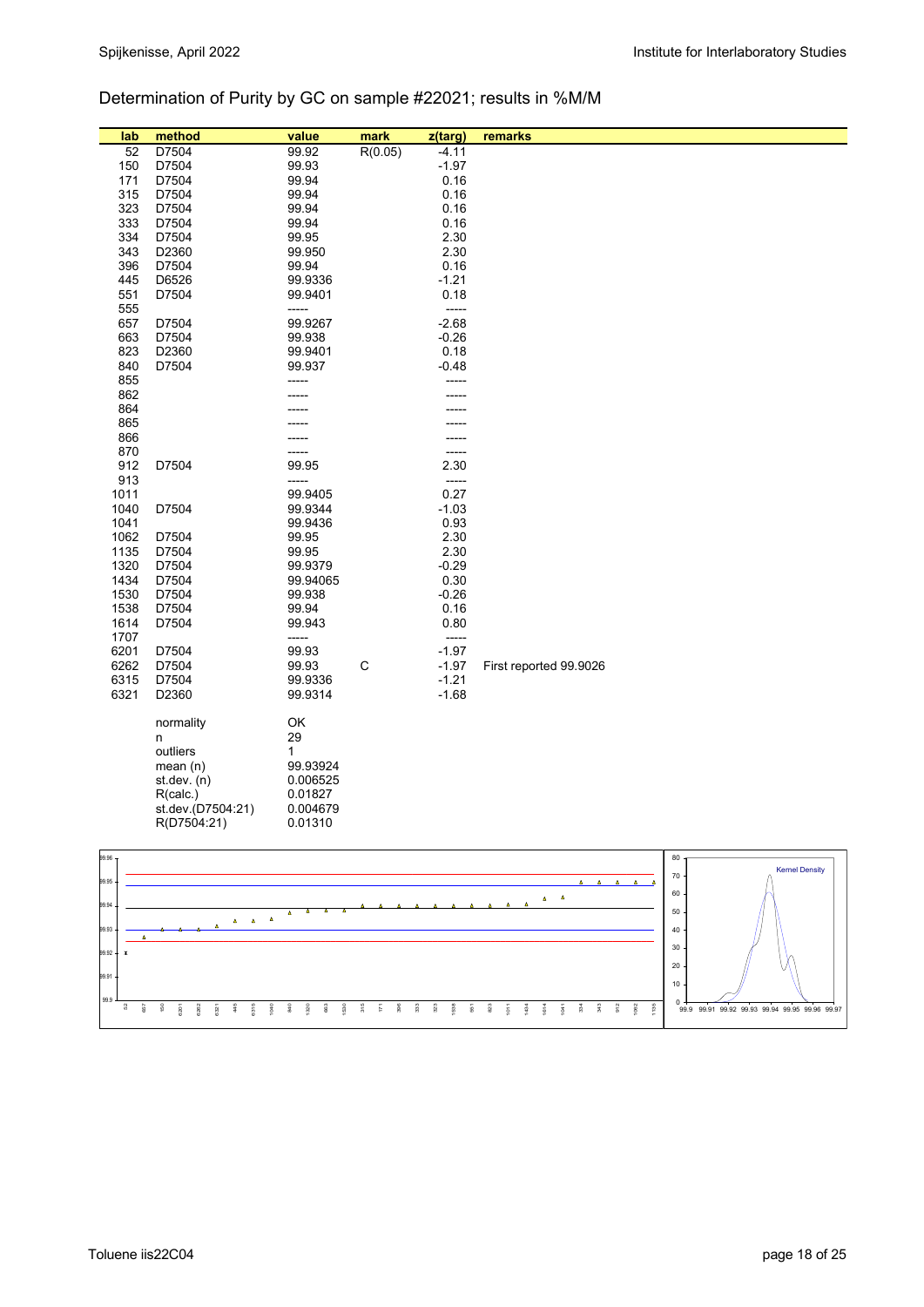## Determination of Purity by GC on sample #22021; results in %M/M

| lab | method | value | mark | z(targ) | remarks |
|---|---|---|---|---|---|
| 52 | D7504 | 99.92 | R(0.05) | -4.11 | |
| 150 | D7504 | 99.93 | | -1.97 | |
| 171 | D7504 | 99.94 | | 0.16 | |
| 315 | D7504 | 99.94 | | 0.16 | |
| 323 | D7504 | 99.94 | | 0.16 | |
| 333 | D7504 | 99.94 | | 0.16 | |
| 334 | D7504 | 99.95 | | 2.30 | |
| 343 | D2360 | 99.950 | | 2.30 | |
| 396 | D7504 | 99.94 | | 0.16 | |
| 445 | D6526 | 99.9336 | | -1.21 | |
| 551 | D7504 | 99.9401 | | 0.18 | |
| 555 | | ----- | | ----- | |
| 657 | D7504 | 99.9267 | | -2.68 | |
| 663 | D7504 | 99.938 | | -0.26 | |
| 823 | D2360 | 99.9401 | | 0.18 | |
| 840 | D7504 | 99.937 | | -0.48 | |
| 855 | | ----- | | ----- | |
| 862 | | ----- | | ----- | |
| 864 | | ----- | | ----- | |
| 865 | | ----- | | ----- | |
| 866 | | ----- | | ----- | |
| 870 | | ----- | | ----- | |
| 912 | D7504 | 99.95 | | 2.30 | |
| 913 | | ----- | | ----- | |
| 1011 | | 99.9405 | | 0.27 | |
| 1040 | D7504 | 99.9344 | | -1.03 | |
| 1041 | | 99.9436 | | 0.93 | |
| 1062 | D7504 | 99.95 | | 2.30 | |
| 1135 | D7504 | 99.95 | | 2.30 | |
| 1320 | D7504 | 99.9379 | | -0.29 | |
| 1434 | D7504 | 99.94065 | | 0.30 | |
| 1530 | D7504 | 99.938 | | -0.26 | |
| 1538 | D7504 | 99.94 | | 0.16 | |
| 1614 | D7504 | 99.943 | | 0.80 | |
| 1707 | | ----- | | ----- | |
| 6201 | D7504 | 99.93 | | -1.97 | |
| 6262 | D7504 | 99.93 | C | -1.97 | First reported 99.9026 |
| 6315 | D7504 | 99.9336 | | -1.21 | |
| 6321 | D2360 | 99.9314 | | -1.68 | |

| | |
|---|---|
| normality | OK |
| n | 29 |
| outliers | 1 |
| mean (n) | 99.93924 |
| st.dev. (n) | 0.006525 |
| R(calc.) | 0.01827 |
| st.dev.(D7504:21) | 0.004679 |
| R(D7504:21) | 0.01310 |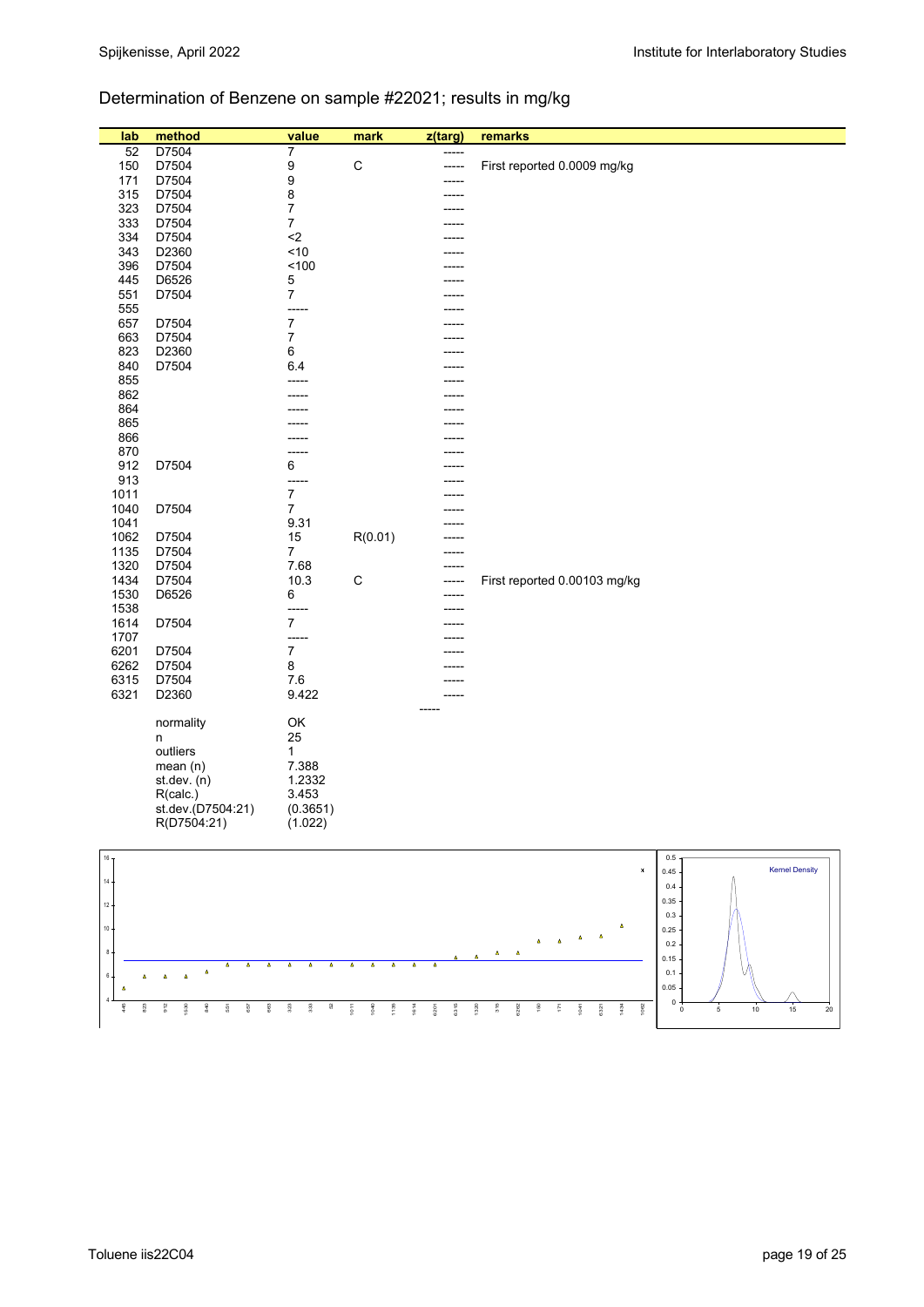## Determination of Benzene on sample #22021; results in mg/kg

| lab | method | value | mark | z(targ) | remarks |
|---|---|---|---|---|---|
| 52 | D7504 | 7 | | ----- | |
| 150 | D7504 | 9 | C | ----- | First reported 0.0009 mg/kg |
| 171 | D7504 | 9 | | ----- | |
| 315 | D7504 | 8 | | ----- | |
| 323 | D7504 | 7 | | ----- | |
| 333 | D7504 | 7 | | ----- | |
| 334 | D7504 | <2 | | ----- | |
| 343 | D2360 | <10 | | ----- | |
| 396 | D7504 | <100 | | ----- | |
| 445 | D6526 | 5 | | ----- | |
| 551 | D7504 | 7 | | ----- | |
| 555 | | ----- | | ----- | |
| 657 | D7504 | 7 | | ----- | |
| 663 | D7504 | 7 | | ----- | |
| 823 | D2360 | 6 | | ----- | |
| 840 | D7504 | 6.4 | | ----- | |
| 855 | | ----- | | ----- | |
| 862 | | ----- | | ----- | |
| 864 | | ----- | | ----- | |
| 865 | | ----- | | ----- | |
| 866 | | ----- | | ----- | |
| 870 | | ----- | | ----- | |
| 912 | D7504 | 6 | | ----- | |
| 913 | | ----- | | ----- | |
| 1011 | | 7 | | ----- | |
| 1040 | D7504 | 7 | | ----- | |
| 1041 | | 9.31 | | ----- | |
| 1062 | D7504 | 15 | R(0.01) | ----- | |
| 1135 | D7504 | 7 | | ----- | |
| 1320 | D7504 | 7.68 | | ----- | |
| 1434 | D7504 | 10.3 | C | ----- | First reported 0.00103 mg/kg |
| 1530 | D6526 | 6 | | ----- | |
| 1538 | | ----- | | ----- | |
| 1614 | D7504 | 7 | | ----- | |
| 1707 | | ----- | | ----- | |
| 6201 | D7504 | 7 | | ----- | |
| 6262 | D7504 | 8 | | ----- | |
| 6315 | D7504 | 7.6 | | ----- | |
| 6321 | D2360 | 9.422 | | ----- | |

| | |
|---|---|
| normality | OK |
| n | 25 |
| outliers | 1 |
| mean (n) | 7.388 |
| st.dev. (n) | 1.2332 |
| R(calc.) | 3.453 |
| st.dev.(D7504:21) | (0.3651) |
| R(D7504:21) | (1.022) |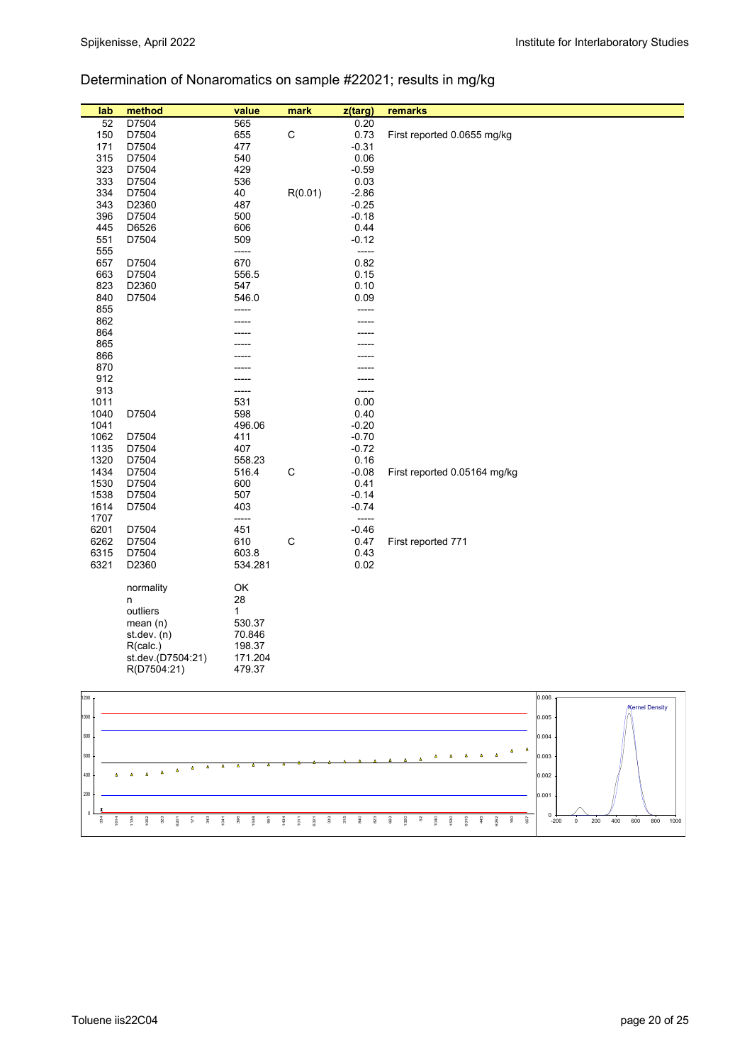Determination of Nonaromatics on sample #22021; results in mg/kg

| lab | method | value | mark | z(targ) | remarks |
|---|---|---|---|---|---|
| 52 | D7504 | 565 | | 0.20 | |
| 150 | D7504 | 655 | C | 0.73 | First reported 0.0655 mg/kg |
| 171 | D7504 | 477 | | -0.31 | |
| 315 | D7504 | 540 | | 0.06 | |
| 323 | D7504 | 429 | | -0.59 | |
| 333 | D7504 | 536 | | 0.03 | |
| 334 | D7504 | 40 | R(0.01) | -2.86 | |
| 343 | D2360 | 487 | | -0.25 | |
| 396 | D7504 | 500 | | -0.18 | |
| 445 | D6526 | 606 | | 0.44 | |
| 551 | D7504 | 509 | | -0.12 | |
| 555 | | ----- | | ----- | |
| 657 | D7504 | 670 | | 0.82 | |
| 663 | D7504 | 556.5 | | 0.15 | |
| 823 | D2360 | 547 | | 0.10 | |
| 840 | D7504 | 546.0 | | 0.09 | |
| 855 | | ----- | | ----- | |
| 862 | | ----- | | ----- | |
| 864 | | ----- | | ----- | |
| 865 | | ----- | | ----- | |
| 866 | | ----- | | ----- | |
| 870 | | ----- | | ----- | |
| 912 | | ----- | | ----- | |
| 913 | | ----- | | ----- | |
| 1011 | | 531 | | 0.00 | |
| 1040 | D7504 | 598 | | 0.40 | |
| 1041 | | 496.06 | | -0.20 | |
| 1062 | D7504 | 411 | | -0.70 | |
| 1135 | D7504 | 407 | | -0.72 | |
| 1320 | D7504 | 558.23 | | 0.16 | |
| 1434 | D7504 | 516.4 | C | -0.08 | First reported 0.05164 mg/kg |
| 1530 | D7504 | 600 | | 0.41 | |
| 1538 | D7504 | 507 | | -0.14 | |
| 1614 | D7504 | 403 | | -0.74 | |
| 1707 | | ----- | | ----- | |
| 6201 | D7504 | 451 | | -0.46 | |
| 6262 | D7504 | 610 | C | 0.47 | First reported 771 |
| 6315 | D7504 | 603.8 | | 0.43 | |
| 6321 | D2360 | 534.281 | | 0.02 | |

| | |
|---|---|
| normality | OK |
| n | 28 |
| outliers | 1 |
| mean (n) | 530.37 |
| st.dev. (n) | 70.846 |
| R(calc.) | 198.37 |
| st.dev.(D7504:21) | 171.204 |
| R(D7504:21) | 479.37 |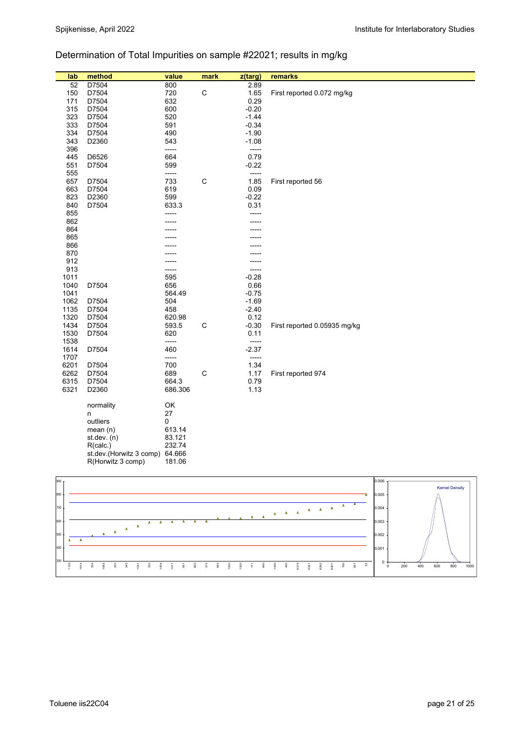## Determination of Total Impurities on sample #22021; results in mg/kg

| lab | method | value | mark | z(targ) | remarks |
|---|---|---|---|---|---|
| 52 | D7504 | 800 | | 2.89 | |
| 150 | D7504 | 720 | C | 1.65 | First reported 0.072 mg/kg |
| 171 | D7504 | 632 | | 0.29 | |
| 315 | D7504 | 600 | | -0.20 | |
| 323 | D7504 | 520 | | -1.44 | |
| 333 | D7504 | 591 | | -0.34 | |
| 334 | D7504 | 490 | | -1.90 | |
| 343 | D2360 | 543 | | -1.08 | |
| 396 | | ----- | | ----- | |
| 445 | D6526 | 664 | | 0.79 | |
| 551 | D7504 | 599 | | -0.22 | |
| 555 | | ----- | | ----- | |
| 657 | D7504 | 733 | C | 1.85 | First reported 56 |
| 663 | D7504 | 619 | | 0.09 | |
| 823 | D2360 | 599 | | -0.22 | |
| 840 | D7504 | 633.3 | | 0.31 | |
| 855 | | ----- | | ----- | |
| 862 | | ----- | | ----- | |
| 864 | | ----- | | ----- | |
| 865 | | ----- | | ----- | |
| 866 | | ----- | | ----- | |
| 870 | | ----- | | ----- | |
| 912 | | ----- | | ----- | |
| 913 | | ----- | | ----- | |
| 1011 | | 595 | | -0.28 | |
| 1040 | D7504 | 656 | | 0.66 | |
| 1041 | | 564.49 | | -0.75 | |
| 1062 | D7504 | 504 | | -1.69 | |
| 1135 | D7504 | 458 | | -2.40 | |
| 1320 | D7504 | 620.98 | | 0.12 | |
| 1434 | D7504 | 593.5 | C | -0.30 | First reported 0.05935 mg/kg |
| 1530 | D7504 | 620 | | 0.11 | |
| 1538 | | ----- | | ----- | |
| 1614 | D7504 | 460 | | -2.37 | |
| 1707 | | ----- | | ----- | |
| 6201 | D7504 | 700 | | 1.34 | |
| 6262 | D7504 | 689 | C | 1.17 | First reported 974 |
| 6315 | D7504 | 664.3 | | 0.79 | |
| 6321 | D2360 | 686.306 | | 1.13 | |

| | |
|---|---|
| normality | OK |
| n | 27 |
| outliers | 0 |
| mean (n) | 613.14 |
| st.dev. (n) | 83.121 |
| R(calc.) | 232.74 |
| st.dev.(Horwitz 3 comp) | 64.666 |
| R(Horwitz 3 comp) | 181.06 |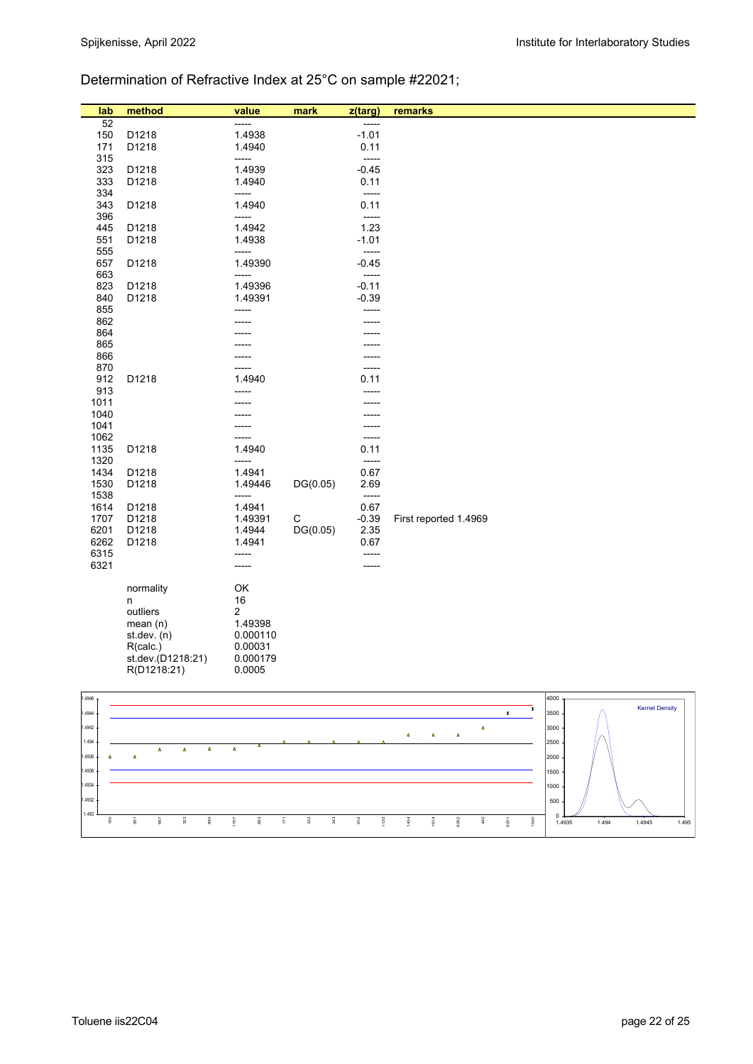## Determination of Refractive Index at 25°C on sample #22021;

| lab | method | value | mark | z(targ) | remarks |
|---|---|---|---|---|---|
| 52 | | ----- | | ----- | |
| 150 | D1218 | 1.4938 | | -1.01 | |
| 171 | D1218 | 1.4940 | | 0.11 | |
| 315 | | ----- | | ----- | |
| 323 | D1218 | 1.4939 | | -0.45 | |
| 333 | D1218 | 1.4940 | | 0.11 | |
| 334 | | ----- | | ----- | |
| 343 | D1218 | 1.4940 | | 0.11 | |
| 396 | | ----- | | ----- | |
| 445 | D1218 | 1.4942 | | 1.23 | |
| 551 | D1218 | 1.4938 | | -1.01 | |
| 555 | | ----- | | ----- | |
| 657 | D1218 | 1.49390 | | -0.45 | |
| 663 | | ----- | | ----- | |
| 823 | D1218 | 1.49396 | | -0.11 | |
| 840 | D1218 | 1.49391 | | -0.39 | |
| 855 | | ----- | | ----- | |
| 862 | | ----- | | ----- | |
| 864 | | ----- | | ----- | |
| 865 | | ----- | | ----- | |
| 866 | | ----- | | ----- | |
| 870 | | ----- | | ----- | |
| 912 | D1218 | 1.4940 | | 0.11 | |
| 913 | | ----- | | ----- | |
| 1011 | | ----- | | ----- | |
| 1040 | | ----- | | ----- | |
| 1041 | | ----- | | ----- | |
| 1062 | | ----- | | ----- | |
| 1135 | D1218 | 1.4940 | | 0.11 | |
| 1320 | | ----- | | ----- | |
| 1434 | D1218 | 1.4941 | | 0.67 | |
| 1530 | D1218 | 1.49446 | DG(0.05) | 2.69 | |
| 1538 | | ----- | | ----- | |
| 1614 | D1218 | 1.4941 | | 0.67 | |
| 1707 | D1218 | 1.49391 | C | -0.39 | First reported 1.4969 |
| 6201 | D1218 | 1.4944 | DG(0.05) | 2.35 | |
| 6262 | D1218 | 1.4941 | | 0.67 | |
| 6315 | | ----- | | ----- | |
| 6321 | | ----- | | ----- | |

| | |
|---|---|
| normality | OK |
| n | 16 |
| outliers | 2 |
| mean (n) | 1.49398 |
| st.dev. (n) | 0.000110 |
| R(calc.) | 0.00031 |
| st.dev.(D1218:21) | 0.000179 |
| R(D1218:21) | 0.0005 |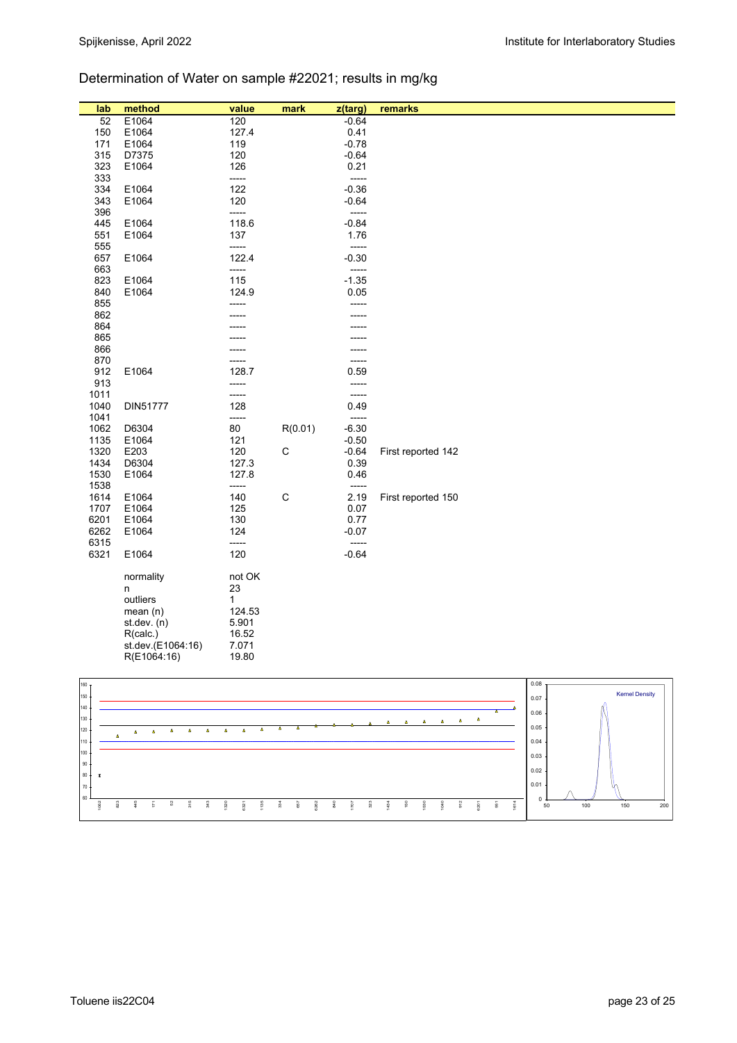## Determination of Water on sample #22021; results in mg/kg

| lab | method | value | mark | z(targ) | remarks |
|---|---|---|---|---|---|
| 52 | E1064 | 120 | | -0.64 | |
| 150 | E1064 | 127.4 | | 0.41 | |
| 171 | E1064 | 119 | | -0.78 | |
| 315 | D7375 | 120 | | -0.64 | |
| 323 | E1064 | 126 | | 0.21 | |
| 333 | | ----- | | ----- | |
| 334 | E1064 | 122 | | -0.36 | |
| 343 | E1064 | 120 | | -0.64 | |
| 396 | | ----- | | ----- | |
| 445 | E1064 | 118.6 | | -0.84 | |
| 551 | E1064 | 137 | | 1.76 | |
| 555 | | ----- | | ----- | |
| 657 | E1064 | 122.4 | | -0.30 | |
| 663 | | ----- | | ----- | |
| 823 | E1064 | 115 | | -1.35 | |
| 840 | E1064 | 124.9 | | 0.05 | |
| 855 | | ----- | | ----- | |
| 862 | | ----- | | ----- | |
| 864 | | ----- | | ----- | |
| 865 | | ----- | | ----- | |
| 866 | | ----- | | ----- | |
| 870 | | ----- | | ----- | |
| 912 | E1064 | 128.7 | | 0.59 | |
| 913 | | ----- | | ----- | |
| 1011 | | ----- | | ----- | |
| 1040 | DIN51777 | 128 | | 0.49 | |
| 1041 | | ----- | | ----- | |
| 1062 | D6304 | 80 | R(0.01) | -6.30 | |
| 1135 | E1064 | 121 | | -0.50 | |
| 1320 | E203 | 120 | C | -0.64 | First reported 142 |
| 1434 | D6304 | 127.3 | | 0.39 | |
| 1530 | E1064 | 127.8 | | 0.46 | |
| 1538 | | ----- | | ----- | |
| 1614 | E1064 | 140 | C | 2.19 | First reported 150 |
| 1707 | E1064 | 125 | | 0.07 | |
| 6201 | E1064 | 130 | | 0.77 | |
| 6262 | E1064 | 124 | | -0.07 | |
| 6315 | | ----- | | ----- | |
| 6321 | E1064 | 120 | | -0.64 | |

| | |
|---|---|
| normality | not OK |
| n | 23 |
| outliers | 1 |
| mean (n) | 124.53 |
| st.dev. (n) | 5.901 |
| R(calc.) | 16.52 |
| st.dev.(E1064:16) | 7.071 |
| R(E1064:16) | 19.80 |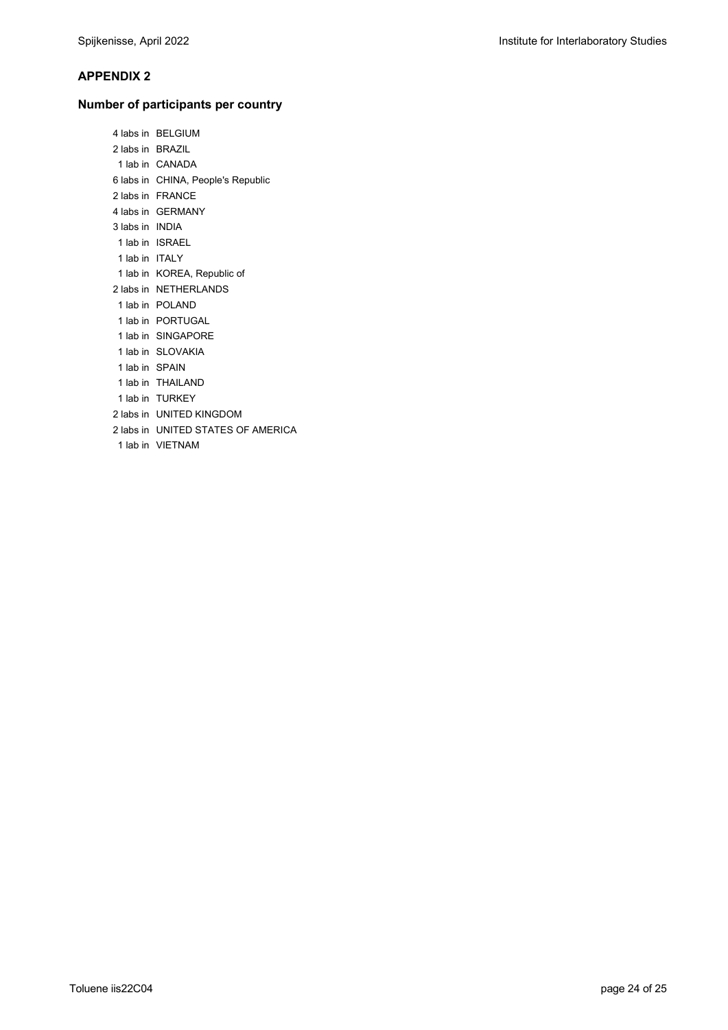## APPENDIX 2

### Number of participants per country

4 labs in BELGIUM
2 labs in BRAZIL
1 lab in CANADA
6 labs in CHINA, People's Republic
2 labs in FRANCE
4 labs in GERMANY
3 labs in INDIA
1 lab in ISRAEL
1 lab in ITALY
1 lab in KOREA, Republic of
2 labs in NETHERLANDS
1 lab in POLAND
1 lab in PORTUGAL
1 lab in SINGAPORE
1 lab in SLOVAKIA
1 lab in SPAIN
1 lab in THAILAND
1 lab in TURKEY
2 labs in UNITED KINGDOM
2 labs in UNITED STATES OF AMERICA
1 lab in VIETNAM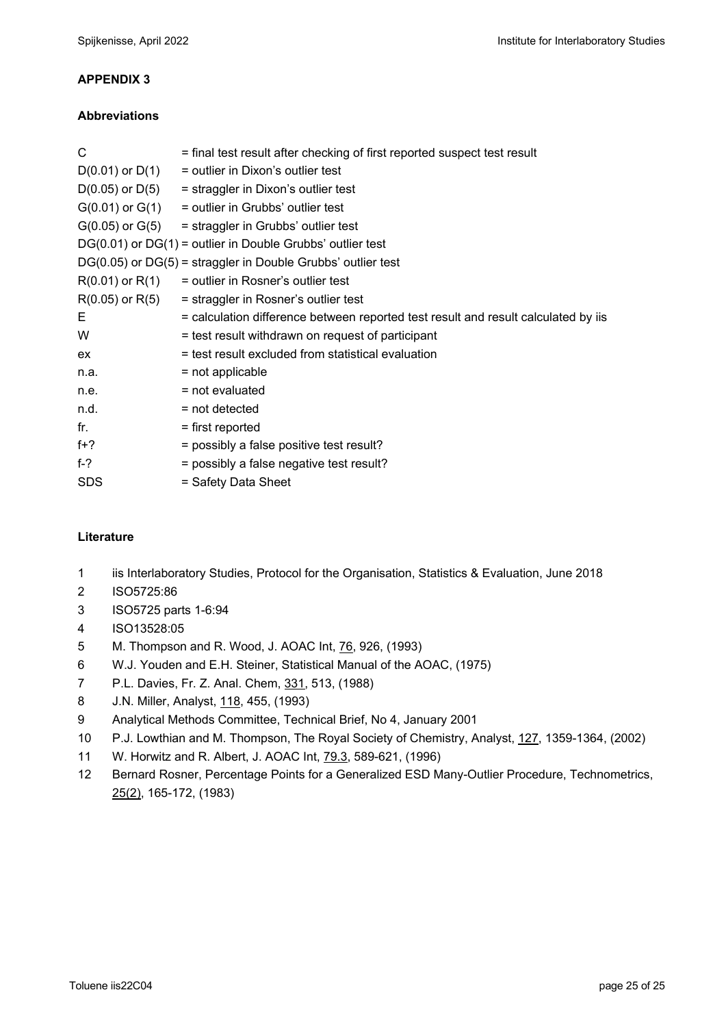**APPENDIX 3**

**Abbreviations**

| | |
|---|---|
| C | = final test result after checking of first reported suspect test result |
| D(0.01) or D(1) | = outlier in Dixon's outlier test |
| D(0.05) or D(5) | = straggler in Dixon's outlier test |
| G(0.01) or G(1) | = outlier in Grubbs' outlier test |
| G(0.05) or G(5) | = straggler in Grubbs' outlier test |
| DG(0.01) or DG(1) | = outlier in Double Grubbs' outlier test |
| DG(0.05) or DG(5) | = straggler in Double Grubbs' outlier test |
| R(0.01) or R(1) | = outlier in Rosner's outlier test |
| R(0.05) or R(5) | = straggler in Rosner's outlier test |
| E | = calculation difference between reported test result and result calculated by iis |
| W | = test result withdrawn on request of participant |
| ex | = test result excluded from statistical evaluation |
| n.a. | = not applicable |
| n.e. | = not evaluated |
| n.d. | = not detected |
| fr. | = first reported |
| f+? | = possibly a false positive test result? |
| f-? | = possibly a false negative test result? |
| SDS | = Safety Data Sheet |

**Literature**

1. iis Interlaboratory Studies, Protocol for the Organisation, Statistics & Evaluation, June 2018
2. ISO5725:86
3. ISO5725 parts 1-6:94
4. ISO13528:05
5. M. Thompson and R. Wood, J. AOAC Int, 76, 926, (1993)
6. W.J. Youden and E.H. Steiner, Statistical Manual of the AOAC, (1975)
7. P.L. Davies, Fr. Z. Anal. Chem, 331, 513, (1988)
8. J.N. Miller, Analyst, 118, 455, (1993)
9. Analytical Methods Committee, Technical Brief, No 4, January 2001
10. P.J. Lowthian and M. Thompson, The Royal Society of Chemistry, Analyst, 127, 1359-1364, (2002)
11. W. Horwitz and R. Albert, J. AOAC Int, 79.3, 589-621, (1996)
12. Bernard Rosner, Percentage Points for a Generalized ESD Many-Outlier Procedure, Technometrics, 25(2), 165-172, (1983)